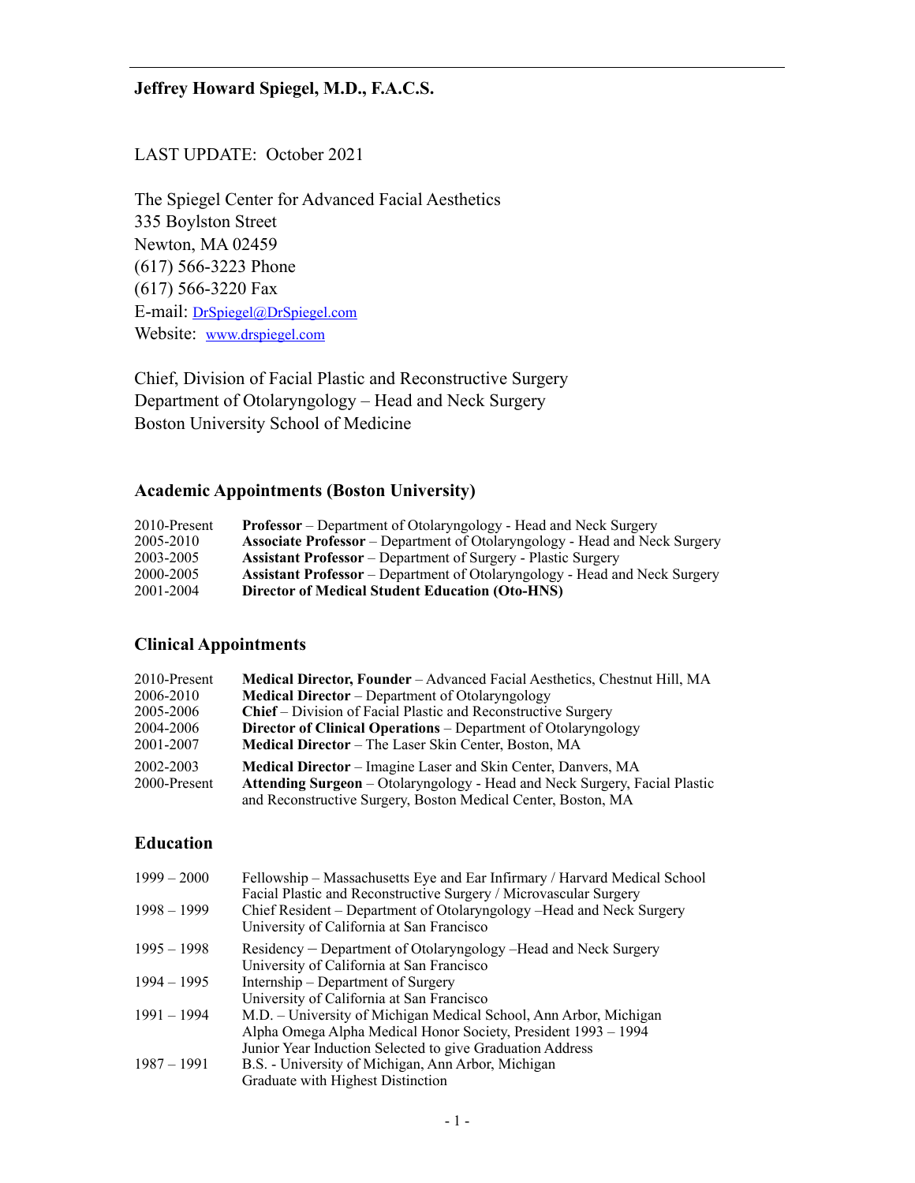# Jeffrey Howard Spiegel, M.D., F.A.C.S.

LAST UPDATE: October 2021

The Spiegel Center for Advanced Facial Aesthetics
335 Boylston Street
Newton, MA 02459
(617) 566-3223 Phone
(617) 566-3220 Fax
E-mail: DrSpiegel@DrSpiegel.com
Website: www.drspiegel.com

Chief, Division of Facial Plastic and Reconstructive Surgery
Department of Otolaryngology – Head and Neck Surgery
Boston University School of Medicine

## Academic Appointments (Boston University)

| | |
|---|---|
| 2010-Present | **Professor** – Department of Otolaryngology - Head and Neck Surgery |
| 2005-2010 | **Associate Professor** – Department of Otolaryngology - Head and Neck Surgery |
| 2003-2005 | **Assistant Professor** – Department of Surgery - Plastic Surgery |
| 2000-2005 | **Assistant Professor** – Department of Otolaryngology - Head and Neck Surgery |
| 2001-2004 | **Director of Medical Student Education (Oto-HNS)** |

## Clinical Appointments

| | |
|---|---|
| 2010-Present | **Medical Director, Founder** – Advanced Facial Aesthetics, Chestnut Hill, MA |
| 2006-2010 | **Medical Director** – Department of Otolaryngology |
| 2005-2006 | **Chief** – Division of Facial Plastic and Reconstructive Surgery |
| 2004-2006 | **Director of Clinical Operations** – Department of Otolaryngology |
| 2001-2007 | **Medical Director** – The Laser Skin Center, Boston, MA |
| 2002-2003 | **Medical Director** – Imagine Laser and Skin Center, Danvers, MA |
| 2000-Present | **Attending Surgeon** – Otolaryngology - Head and Neck Surgery, Facial Plastic and Reconstructive Surgery, Boston Medical Center, Boston, MA |

## Education

| | |
|---|---|
| 1999 – 2000 | Fellowship – Massachusetts Eye and Ear Infirmary / Harvard Medical School<br>Facial Plastic and Reconstructive Surgery / Microvascular Surgery |
| 1998 – 1999 | Chief Resident – Department of Otolaryngology –Head and Neck Surgery<br>University of California at San Francisco |
| 1995 – 1998 | Residency – Department of Otolaryngology –Head and Neck Surgery<br>University of California at San Francisco |
| 1994 – 1995 | Internship – Department of Surgery<br>University of California at San Francisco |
| 1991 – 1994 | M.D. – University of Michigan Medical School, Ann Arbor, Michigan<br>Alpha Omega Alpha Medical Honor Society, President 1993 – 1994<br>Junior Year Induction Selected to give Graduation Address |
| 1987 – 1991 | B.S. - University of Michigan, Ann Arbor, Michigan<br>Graduate with Highest Distinction |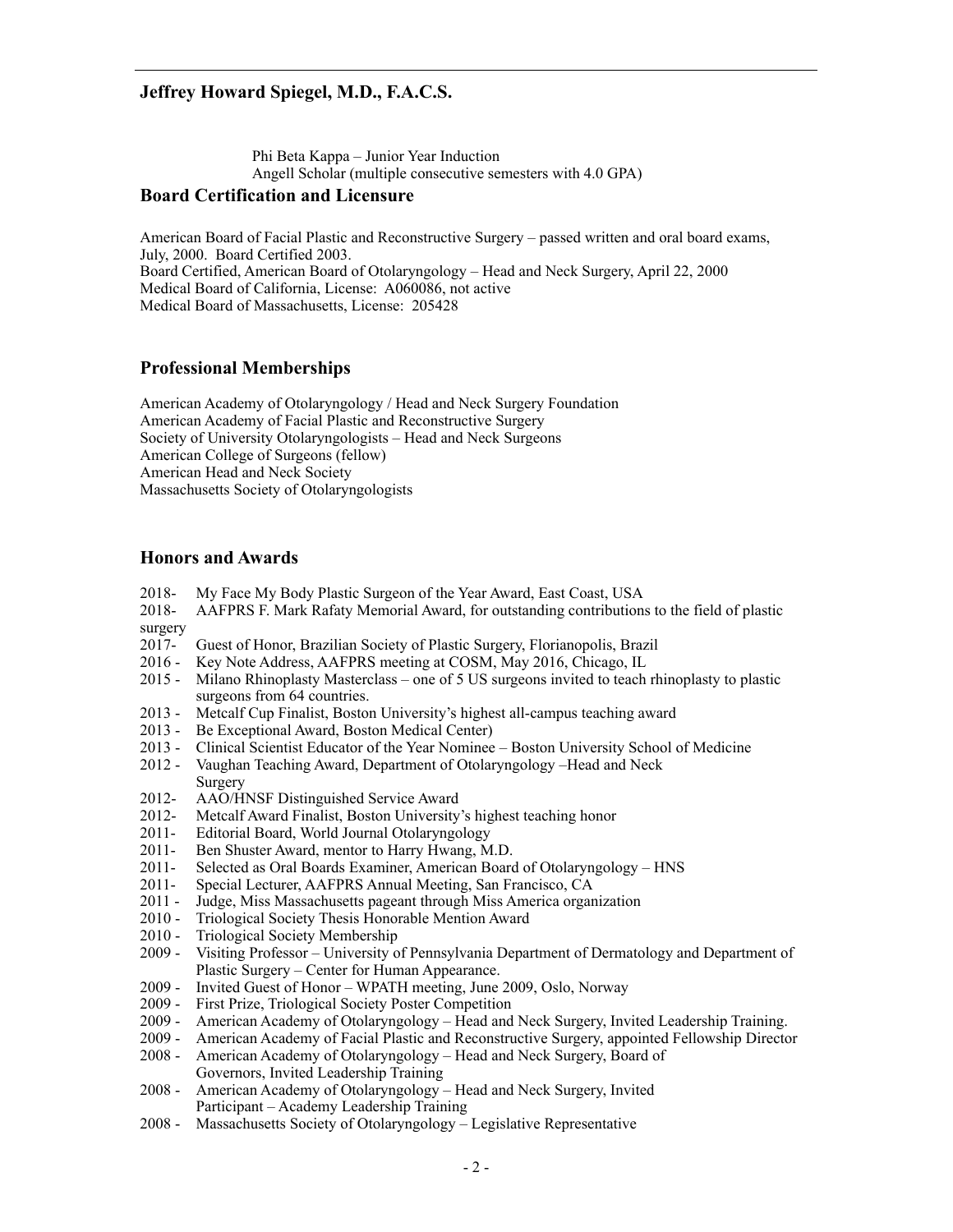Phi Beta Kappa – Junior Year Induction
Angell Scholar (multiple consecutive semesters with 4.0 GPA)

## Board Certification and Licensure

American Board of Facial Plastic and Reconstructive Surgery – passed written and oral board exams, July, 2000. Board Certified 2003.
Board Certified, American Board of Otolaryngology – Head and Neck Surgery, April 22, 2000
Medical Board of California, License: A060086, not active
Medical Board of Massachusetts, License: 205428

## Professional Memberships

American Academy of Otolaryngology / Head and Neck Surgery Foundation
American Academy of Facial Plastic and Reconstructive Surgery
Society of University Otolaryngologists – Head and Neck Surgeons
American College of Surgeons (fellow)
American Head and Neck Society
Massachusetts Society of Otolaryngologists

## Honors and Awards

2018- My Face My Body Plastic Surgeon of the Year Award, East Coast, USA
2018- AAFPRS F. Mark Rafaty Memorial Award, for outstanding contributions to the field of plastic surgery
2017- Guest of Honor, Brazilian Society of Plastic Surgery, Florianopolis, Brazil
2016 - Key Note Address, AAFPRS meeting at COSM, May 2016, Chicago, IL
2015 - Milano Rhinoplasty Masterclass – one of 5 US surgeons invited to teach rhinoplasty to plastic surgeons from 64 countries.
2013 - Metcalf Cup Finalist, Boston University's highest all-campus teaching award
2013 - Be Exceptional Award, Boston Medical Center)
2013 - Clinical Scientist Educator of the Year Nominee – Boston University School of Medicine
2012 - Vaughan Teaching Award, Department of Otolaryngology –Head and Neck Surgery
2012- AAO/HNSF Distinguished Service Award
2012- Metcalf Award Finalist, Boston University's highest teaching honor
2011- Editorial Board, World Journal Otolaryngology
2011- Ben Shuster Award, mentor to Harry Hwang, M.D.
2011- Selected as Oral Boards Examiner, American Board of Otolaryngology – HNS
2011- Special Lecturer, AAFPRS Annual Meeting, San Francisco, CA
2011 - Judge, Miss Massachusetts pageant through Miss America organization
2010 - Triological Society Thesis Honorable Mention Award
2010 - Triological Society Membership
2009 - Visiting Professor – University of Pennsylvania Department of Dermatology and Department of Plastic Surgery – Center for Human Appearance.
2009 - Invited Guest of Honor – WPATH meeting, June 2009, Oslo, Norway
2009 - First Prize, Triological Society Poster Competition
2009 - American Academy of Otolaryngology – Head and Neck Surgery, Invited Leadership Training.
2009 - American Academy of Facial Plastic and Reconstructive Surgery, appointed Fellowship Director
2008 - American Academy of Otolaryngology – Head and Neck Surgery, Board of Governors, Invited Leadership Training
2008 - American Academy of Otolaryngology – Head and Neck Surgery, Invited Participant – Academy Leadership Training
2008 - Massachusetts Society of Otolaryngology – Legislative Representative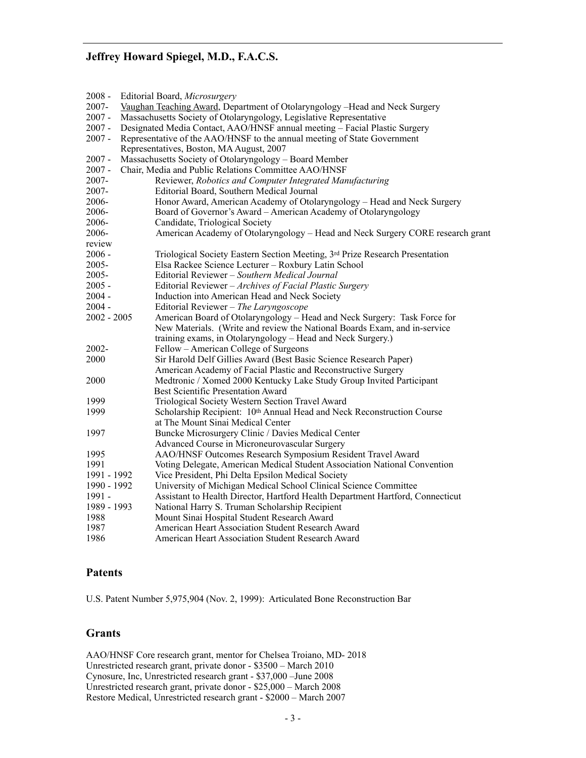## Jeffrey Howard Spiegel, M.D., F.A.C.S.

| | |
|---|---|
| 2008 - | Editorial Board, *Microsurgery* |
| 2007- | Vaughan Teaching Award, Department of Otolaryngology –Head and Neck Surgery |
| 2007 - | Massachusetts Society of Otolaryngology, Legislative Representative |
| 2007 - | Designated Media Contact, AAO/HNSF annual meeting – Facial Plastic Surgery |
| 2007 - | Representative of the AAO/HNSF to the annual meeting of State Government Representatives, Boston, MA August, 2007 |
| 2007 - | Massachusetts Society of Otolaryngology – Board Member |
| 2007 - | Chair, Media and Public Relations Committee AAO/HNSF |
| 2007- | Reviewer, *Robotics and Computer Integrated Manufacturing* |
| 2007- | Editorial Board, Southern Medical Journal |
| 2006- | Honor Award, American Academy of Otolaryngology – Head and Neck Surgery |
| 2006- | Board of Governor's Award – American Academy of Otolaryngology |
| 2006- | Candidate, Triological Society |
| 2006- review | American Academy of Otolaryngology – Head and Neck Surgery CORE research grant |
| 2006 - | Triological Society Eastern Section Meeting, 3rd Prize Research Presentation |
| 2005- | Elsa Rackee Science Lecturer – Roxbury Latin School |
| 2005- | Editorial Reviewer – *Southern Medical Journal* |
| 2005 - | Editorial Reviewer – *Archives of Facial Plastic Surgery* |
| 2004 - | Induction into American Head and Neck Society |
| 2004 - | Editorial Reviewer – *The Laryngoscope* |
| 2002 - 2005 | American Board of Otolaryngology – Head and Neck Surgery: Task Force for New Materials. (Write and review the National Boards Exam, and in-service training exams, in Otolaryngology – Head and Neck Surgery.) |
| 2002- | Fellow – American College of Surgeons |
| 2000 | Sir Harold Delf Gillies Award (Best Basic Science Research Paper) American Academy of Facial Plastic and Reconstructive Surgery |
| 2000 | Medtronic / Xomed 2000 Kentucky Lake Study Group Invited Participant Best Scientific Presentation Award |
| 1999 | Triological Society Western Section Travel Award |
| 1999 | Scholarship Recipient: 10th Annual Head and Neck Reconstruction Course at The Mount Sinai Medical Center |
| 1997 | Buncke Microsurgery Clinic / Davies Medical Center Advanced Course in Microneurovascular Surgery |
| 1995 | AAO/HNSF Outcomes Research Symposium Resident Travel Award |
| 1991 | Voting Delegate, American Medical Student Association National Convention |
| 1991 - 1992 | Vice President, Phi Delta Epsilon Medical Society |
| 1990 - 1992 | University of Michigan Medical School Clinical Science Committee |
| 1991 - | Assistant to Health Director, Hartford Health Department Hartford, Connecticut |
| 1989 - 1993 | National Harry S. Truman Scholarship Recipient |
| 1988 | Mount Sinai Hospital Student Research Award |
| 1987 | American Heart Association Student Research Award |
| 1986 | American Heart Association Student Research Award |

## Patents

U.S. Patent Number 5,975,904 (Nov. 2, 1999): Articulated Bone Reconstruction Bar

## Grants

AAO/HNSF Core research grant, mentor for Chelsea Troiano, MD- 2018
Unrestricted research grant, private donor - $3500 – March 2010
Cynosure, Inc, Unrestricted research grant - $37,000 –June 2008
Unrestricted research grant, private donor - $25,000 – March 2008
Restore Medical, Unrestricted research grant - $2000 – March 2007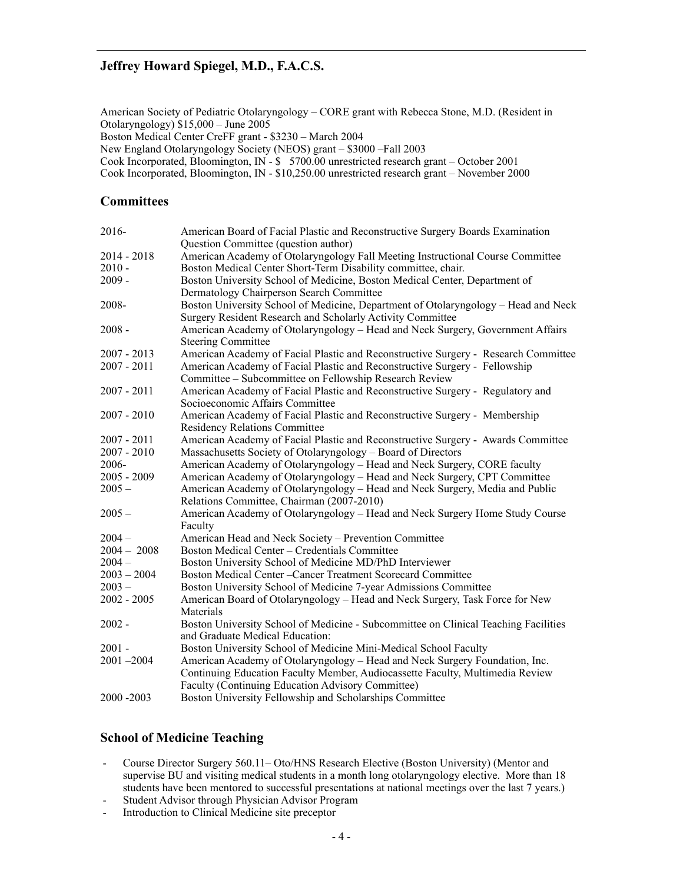American Society of Pediatric Otolaryngology – CORE grant with Rebecca Stone, M.D. (Resident in Otolaryngology) $15,000 – June 2005
Boston Medical Center CreFF grant - $3230 – March 2004
New England Otolaryngology Society (NEOS) grant – $3000 –Fall 2003
Cook Incorporated, Bloomington, IN - $ 5700.00 unrestricted research grant – October 2001
Cook Incorporated, Bloomington, IN - $10,250.00 unrestricted research grant – November 2000

## Committees

| | |
|---|---|
| 2016- | American Board of Facial Plastic and Reconstructive Surgery Boards Examination Question Committee (question author) |
| 2014 - 2018 | American Academy of Otolaryngology Fall Meeting Instructional Course Committee |
| 2010 - | Boston Medical Center Short-Term Disability committee, chair. |
| 2009 - | Boston University School of Medicine, Boston Medical Center, Department of Dermatology Chairperson Search Committee |
| 2008- | Boston University School of Medicine, Department of Otolaryngology – Head and Neck Surgery Resident Research and Scholarly Activity Committee |
| 2008 - | American Academy of Otolaryngology – Head and Neck Surgery, Government Affairs Steering Committee |
| 2007 - 2013 | American Academy of Facial Plastic and Reconstructive Surgery - Research Committee |
| 2007 - 2011 | American Academy of Facial Plastic and Reconstructive Surgery - Fellowship Committee – Subcommittee on Fellowship Research Review |
| 2007 - 2011 | American Academy of Facial Plastic and Reconstructive Surgery - Regulatory and Socioeconomic Affairs Committee |
| 2007 - 2010 | American Academy of Facial Plastic and Reconstructive Surgery - Membership Residency Relations Committee |
| 2007 - 2011 | American Academy of Facial Plastic and Reconstructive Surgery - Awards Committee |
| 2007 - 2010 | Massachusetts Society of Otolaryngology – Board of Directors |
| 2006- | American Academy of Otolaryngology – Head and Neck Surgery, CORE faculty |
| 2005 - 2009 | American Academy of Otolaryngology – Head and Neck Surgery, CPT Committee |
| 2005 – | American Academy of Otolaryngology – Head and Neck Surgery, Media and Public Relations Committee, Chairman (2007-2010) |
| 2005 – | American Academy of Otolaryngology – Head and Neck Surgery Home Study Course Faculty |
| 2004 – | American Head and Neck Society – Prevention Committee |
| 2004 – 2008 | Boston Medical Center – Credentials Committee |
| 2004 – | Boston University School of Medicine MD/PhD Interviewer |
| 2003 – 2004 | Boston Medical Center –Cancer Treatment Scorecard Committee |
| 2003 – | Boston University School of Medicine 7-year Admissions Committee |
| 2002 - 2005 | American Board of Otolaryngology – Head and Neck Surgery, Task Force for New Materials |
| 2002 - | Boston University School of Medicine - Subcommittee on Clinical Teaching Facilities and Graduate Medical Education: |
| 2001 - | Boston University School of Medicine Mini-Medical School Faculty |
| 2001 –2004 | American Academy of Otolaryngology – Head and Neck Surgery Foundation, Inc. Continuing Education Faculty Member, Audiocassette Faculty, Multimedia Review Faculty (Continuing Education Advisory Committee) |
| 2000 -2003 | Boston University Fellowship and Scholarships Committee |

## School of Medicine Teaching

- Course Director Surgery 560.11– Oto/HNS Research Elective (Boston University) (Mentor and supervise BU and visiting medical students in a month long otolaryngology elective. More than 18 students have been mentored to successful presentations at national meetings over the last 7 years.)
- Student Advisor through Physician Advisor Program
- Introduction to Clinical Medicine site preceptor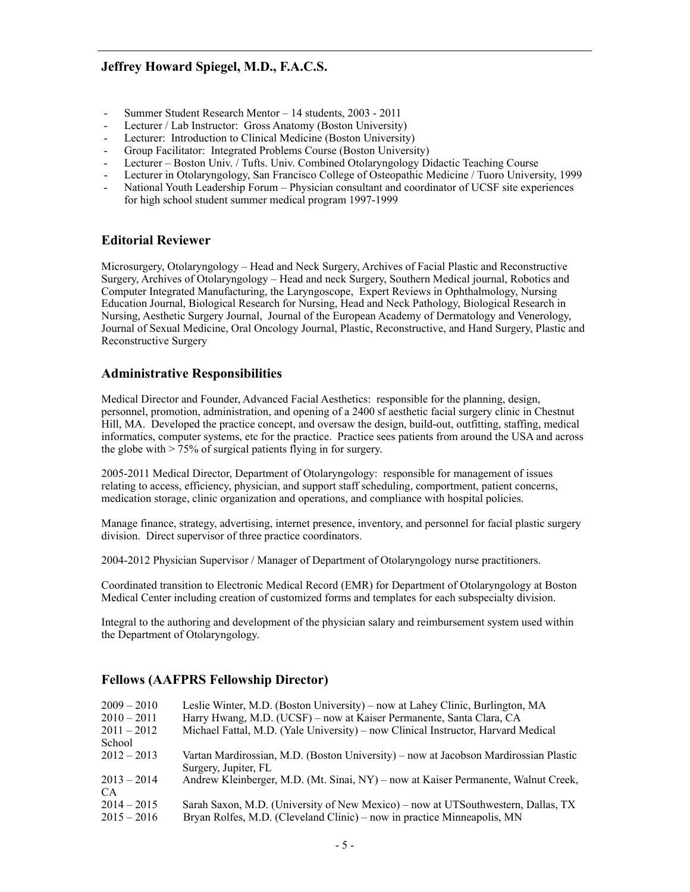- Summer Student Research Mentor – 14 students, 2003 - 2011
- Lecturer / Lab Instructor: Gross Anatomy (Boston University)
- Lecturer: Introduction to Clinical Medicine (Boston University)
- Group Facilitator: Integrated Problems Course (Boston University)
- Lecturer – Boston Univ. / Tufts. Univ. Combined Otolaryngology Didactic Teaching Course
- Lecturer in Otolaryngology, San Francisco College of Osteopathic Medicine / Tuoro University, 1999
- National Youth Leadership Forum – Physician consultant and coordinator of UCSF site experiences for high school student summer medical program 1997-1999

## Editorial Reviewer

Microsurgery, Otolaryngology – Head and Neck Surgery, Archives of Facial Plastic and Reconstructive Surgery, Archives of Otolaryngology – Head and neck Surgery, Southern Medical journal, Robotics and Computer Integrated Manufacturing, the Laryngoscope, Expert Reviews in Ophthalmology, Nursing Education Journal, Biological Research for Nursing, Head and Neck Pathology, Biological Research in Nursing, Aesthetic Surgery Journal, Journal of the European Academy of Dermatology and Venerology, Journal of Sexual Medicine, Oral Oncology Journal, Plastic, Reconstructive, and Hand Surgery, Plastic and Reconstructive Surgery

## Administrative Responsibilities

Medical Director and Founder, Advanced Facial Aesthetics: responsible for the planning, design, personnel, promotion, administration, and opening of a 2400 sf aesthetic facial surgery clinic in Chestnut Hill, MA. Developed the practice concept, and oversaw the design, build-out, outfitting, staffing, medical informatics, computer systems, etc for the practice. Practice sees patients from around the USA and across the globe with > 75% of surgical patients flying in for surgery.

2005-2011 Medical Director, Department of Otolaryngology: responsible for management of issues relating to access, efficiency, physician, and support staff scheduling, comportment, patient concerns, medication storage, clinic organization and operations, and compliance with hospital policies.

Manage finance, strategy, advertising, internet presence, inventory, and personnel for facial plastic surgery division. Direct supervisor of three practice coordinators.

2004-2012 Physician Supervisor / Manager of Department of Otolaryngology nurse practitioners.

Coordinated transition to Electronic Medical Record (EMR) for Department of Otolaryngology at Boston Medical Center including creation of customized forms and templates for each subspecialty division.

Integral to the authoring and development of the physician salary and reimbursement system used within the Department of Otolaryngology.

## Fellows (AAFPRS Fellowship Director)

2009 – 2010 Leslie Winter, M.D. (Boston University) – now at Lahey Clinic, Burlington, MA
2010 – 2011 Harry Hwang, M.D. (UCSF) – now at Kaiser Permanente, Santa Clara, CA
2011 – 2012 Michael Fattal, M.D. (Yale University) – now Clinical Instructor, Harvard Medical School
2012 – 2013 Vartan Mardirossian, M.D. (Boston University) – now at Jacobson Mardirossian Plastic Surgery, Jupiter, FL
2013 – 2014 Andrew Kleinberger, M.D. (Mt. Sinai, NY) – now at Kaiser Permanente, Walnut Creek, CA
2014 – 2015 Sarah Saxon, M.D. (University of New Mexico) – now at UTSouthwestern, Dallas, TX
2015 – 2016 Bryan Rolfes, M.D. (Cleveland Clinic) – now in practice Minneapolis, MN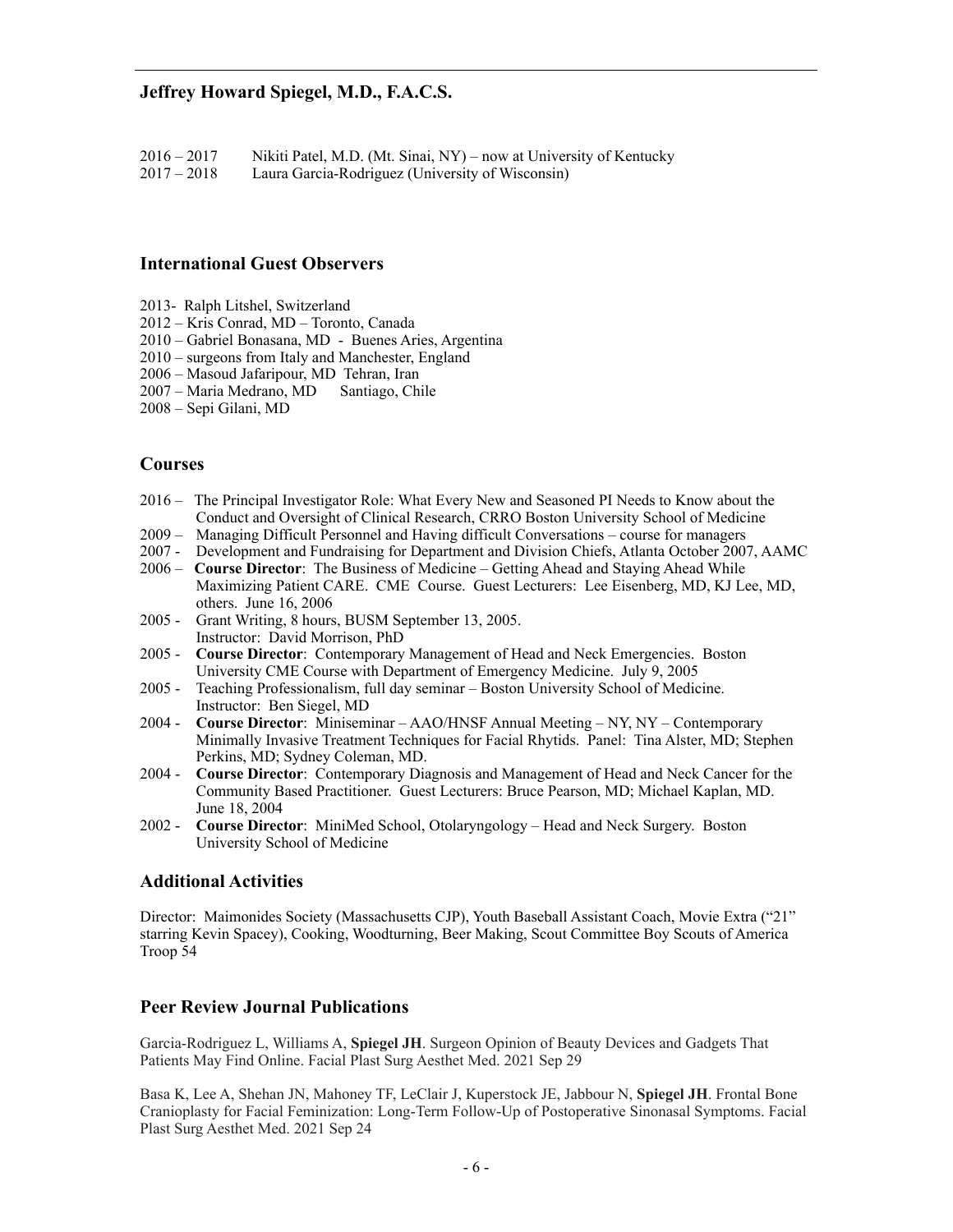2016 – 2017 Nikiti Patel, M.D. (Mt. Sinai, NY) – now at University of Kentucky
2017 – 2018 Laura Garcia-Rodriguez (University of Wisconsin)

## International Guest Observers

2013- Ralph Litshel, Switzerland
2012 – Kris Conrad, MD – Toronto, Canada
2010 – Gabriel Bonasana, MD - Buenes Aries, Argentina
2010 – surgeons from Italy and Manchester, England
2006 – Masoud Jafaripour, MD Tehran, Iran
2007 – Maria Medrano, MD Santiago, Chile
2008 – Sepi Gilani, MD

## Courses

2016 – The Principal Investigator Role: What Every New and Seasoned PI Needs to Know about the Conduct and Oversight of Clinical Research, CRRO Boston University School of Medicine
2009 – Managing Difficult Personnel and Having difficult Conversations – course for managers
2007 - Development and Fundraising for Department and Division Chiefs, Atlanta October 2007, AAMC
2006 – **Course Director**: The Business of Medicine – Getting Ahead and Staying Ahead While Maximizing Patient CARE. CME Course. Guest Lecturers: Lee Eisenberg, MD, KJ Lee, MD, others. June 16, 2006
2005 - Grant Writing, 8 hours, BUSM September 13, 2005. Instructor: David Morrison, PhD
2005 - **Course Director**: Contemporary Management of Head and Neck Emergencies. Boston University CME Course with Department of Emergency Medicine. July 9, 2005
2005 - Teaching Professionalism, full day seminar – Boston University School of Medicine. Instructor: Ben Siegel, MD
2004 - **Course Director**: Miniseminar – AAO/HNSF Annual Meeting – NY, NY – Contemporary Minimally Invasive Treatment Techniques for Facial Rhytids. Panel: Tina Alster, MD; Stephen Perkins, MD; Sydney Coleman, MD.
2004 - **Course Director**: Contemporary Diagnosis and Management of Head and Neck Cancer for the Community Based Practitioner. Guest Lecturers: Bruce Pearson, MD; Michael Kaplan, MD. June 18, 2004
2002 - **Course Director**: MiniMed School, Otolaryngology – Head and Neck Surgery. Boston University School of Medicine

## Additional Activities

Director: Maimonides Society (Massachusetts CJP), Youth Baseball Assistant Coach, Movie Extra ("21" starring Kevin Spacey), Cooking, Woodturning, Beer Making, Scout Committee Boy Scouts of America Troop 54

## Peer Review Journal Publications

Garcia-Rodriguez L, Williams A, **Spiegel JH**. Surgeon Opinion of Beauty Devices and Gadgets That Patients May Find Online. Facial Plast Surg Aesthet Med. 2021 Sep 29

Basa K, Lee A, Shehan JN, Mahoney TF, LeClair J, Kuperstock JE, Jabbour N, **Spiegel JH**. Frontal Bone Cranioplasty for Facial Feminization: Long-Term Follow-Up of Postoperative Sinonasal Symptoms. Facial Plast Surg Aesthet Med. 2021 Sep 24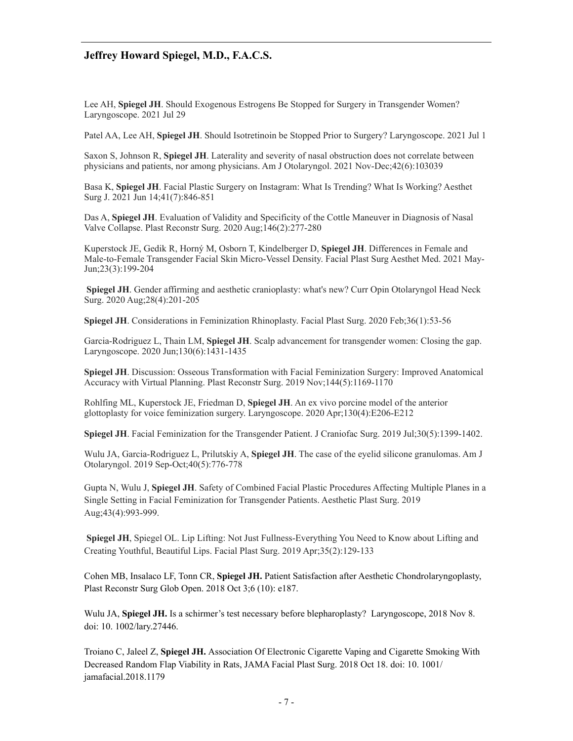Lee AH, **Spiegel JH**. Should Exogenous Estrogens Be Stopped for Surgery in Transgender Women? Laryngoscope. 2021 Jul 29

Patel AA, Lee AH, **Spiegel JH**. Should Isotretinoin be Stopped Prior to Surgery? Laryngoscope. 2021 Jul 1

Saxon S, Johnson R, **Spiegel JH**. Laterality and severity of nasal obstruction does not correlate between physicians and patients, nor among physicians. Am J Otolaryngol. 2021 Nov-Dec;42(6):103039

Basa K, **Spiegel JH**. Facial Plastic Surgery on Instagram: What Is Trending? What Is Working? Aesthet Surg J. 2021 Jun 14;41(7):846-851

Das A, **Spiegel JH**. Evaluation of Validity and Specificity of the Cottle Maneuver in Diagnosis of Nasal Valve Collapse. Plast Reconstr Surg. 2020 Aug;146(2):277-280

Kuperstock JE, Gedik R, Horný M, Osborn T, Kindelberger D, **Spiegel JH**. Differences in Female and Male-to-Female Transgender Facial Skin Micro-Vessel Density. Facial Plast Surg Aesthet Med. 2021 May-Jun;23(3):199-204

**Spiegel JH**. Gender affirming and aesthetic cranioplasty: what's new? Curr Opin Otolaryngol Head Neck Surg. 2020 Aug;28(4):201-205

**Spiegel JH**. Considerations in Feminization Rhinoplasty. Facial Plast Surg. 2020 Feb;36(1):53-56

Garcia-Rodriguez L, Thain LM, **Spiegel JH**. Scalp advancement for transgender women: Closing the gap. Laryngoscope. 2020 Jun;130(6):1431-1435

**Spiegel JH**. Discussion: Osseous Transformation with Facial Feminization Surgery: Improved Anatomical Accuracy with Virtual Planning. Plast Reconstr Surg. 2019 Nov;144(5):1169-1170

Rohlfing ML, Kuperstock JE, Friedman D, **Spiegel JH**. An ex vivo porcine model of the anterior glottoplasty for voice feminization surgery. Laryngoscope. 2020 Apr;130(4):E206-E212

**Spiegel JH**. Facial Feminization for the Transgender Patient. J Craniofac Surg. 2019 Jul;30(5):1399-1402.

Wulu JA, Garcia-Rodriguez L, Prilutskiy A, **Spiegel JH**. The case of the eyelid silicone granulomas. Am J Otolaryngol. 2019 Sep-Oct;40(5):776-778

Gupta N, Wulu J, **Spiegel JH**. Safety of Combined Facial Plastic Procedures Affecting Multiple Planes in a Single Setting in Facial Feminization for Transgender Patients. Aesthetic Plast Surg. 2019 Aug;43(4):993-999.

**Spiegel JH**, Spiegel OL. Lip Lifting: Not Just Fullness-Everything You Need to Know about Lifting and Creating Youthful, Beautiful Lips. Facial Plast Surg. 2019 Apr;35(2):129-133

Cohen MB, Insalaco LF, Tonn CR, **Spiegel JH.** Patient Satisfaction after Aesthetic Chondrolaryngoplasty, Plast Reconstr Surg Glob Open. 2018 Oct 3;6 (10): e187.

Wulu JA, **Spiegel JH.** Is a schirmer's test necessary before blepharoplasty? Laryngoscope, 2018 Nov 8. doi: 10. 1002/lary.27446.

Troiano C, Jaleel Z, **Spiegel JH.** Association Of Electronic Cigarette Vaping and Cigarette Smoking With Decreased Random Flap Viability in Rats, JAMA Facial Plast Surg. 2018 Oct 18. doi: 10. 1001/ jamafacial.2018.1179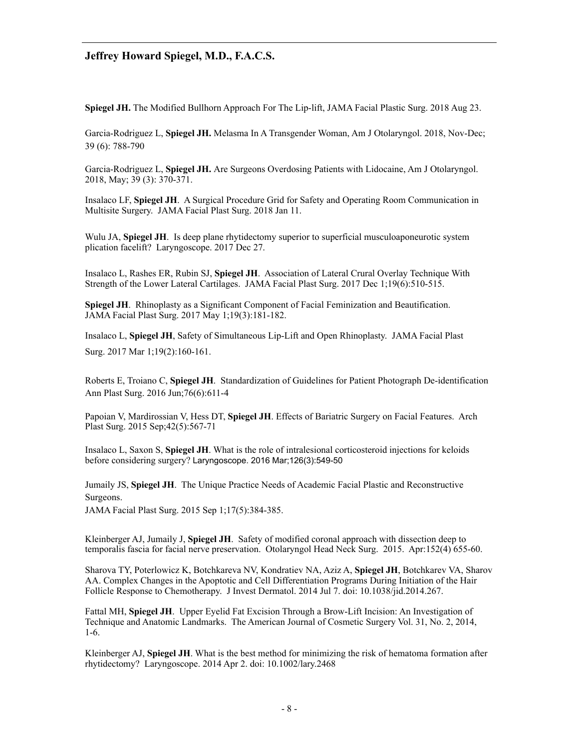**Spiegel JH.** The Modified Bullhorn Approach For The Lip-lift, JAMA Facial Plastic Surg. 2018 Aug 23.

Garcia-Rodriguez L, **Spiegel JH.** Melasma In A Transgender Woman, Am J Otolaryngol. 2018, Nov-Dec; 39 (6): 788-790

Garcia-Rodriguez L, **Spiegel JH.** Are Surgeons Overdosing Patients with Lidocaine, Am J Otolaryngol. 2018, May; 39 (3): 370-371.

Insalaco LF, **Spiegel JH**. A Surgical Procedure Grid for Safety and Operating Room Communication in Multisite Surgery. JAMA Facial Plast Surg. 2018 Jan 11.

Wulu JA, **Spiegel JH**. Is deep plane rhytidectomy superior to superficial musculoaponeurotic system plication facelift? Laryngoscope. 2017 Dec 27.

Insalaco L, Rashes ER, Rubin SJ, **Spiegel JH**. Association of Lateral Crural Overlay Technique With Strength of the Lower Lateral Cartilages. JAMA Facial Plast Surg. 2017 Dec 1;19(6):510-515.

**Spiegel JH**. Rhinoplasty as a Significant Component of Facial Feminization and Beautification. JAMA Facial Plast Surg. 2017 May 1;19(3):181-182.

Insalaco L, **Spiegel JH**, Safety of Simultaneous Lip-Lift and Open Rhinoplasty. JAMA Facial Plast Surg. 2017 Mar 1;19(2):160-161.

Roberts E, Troiano C, **Spiegel JH**. Standardization of Guidelines for Patient Photograph De-identification Ann Plast Surg. 2016 Jun;76(6):611-4

Papoian V, Mardirossian V, Hess DT, **Spiegel JH**. Effects of Bariatric Surgery on Facial Features. Arch Plast Surg. 2015 Sep;42(5):567-71

Insalaco L, Saxon S, **Spiegel JH**. What is the role of intralesional corticosteroid injections for keloids before considering surgery? Laryngoscope. 2016 Mar;126(3):549-50

Jumaily JS, **Spiegel JH**. The Unique Practice Needs of Academic Facial Plastic and Reconstructive Surgeons.
JAMA Facial Plast Surg. 2015 Sep 1;17(5):384-385.

Kleinberger AJ, Jumaily J, **Spiegel JH**. Safety of modified coronal approach with dissection deep to temporalis fascia for facial nerve preservation. Otolaryngol Head Neck Surg. 2015. Apr:152(4) 655-60.

Sharova TY, Poterlowicz K, Botchkareva NV, Kondratiev NA, Aziz A, **Spiegel JH**, Botchkarev VA, Sharov AA. Complex Changes in the Apoptotic and Cell Differentiation Programs During Initiation of the Hair Follicle Response to Chemotherapy. J Invest Dermatol. 2014 Jul 7. doi: 10.1038/jid.2014.267.

Fattal MH, **Spiegel JH**. Upper Eyelid Fat Excision Through a Brow-Lift Incision: An Investigation of Technique and Anatomic Landmarks. The American Journal of Cosmetic Surgery Vol. 31, No. 2, 2014, 1-6.

Kleinberger AJ, **Spiegel JH**. What is the best method for minimizing the risk of hematoma formation after rhytidectomy? Laryngoscope. 2014 Apr 2. doi: 10.1002/lary.2468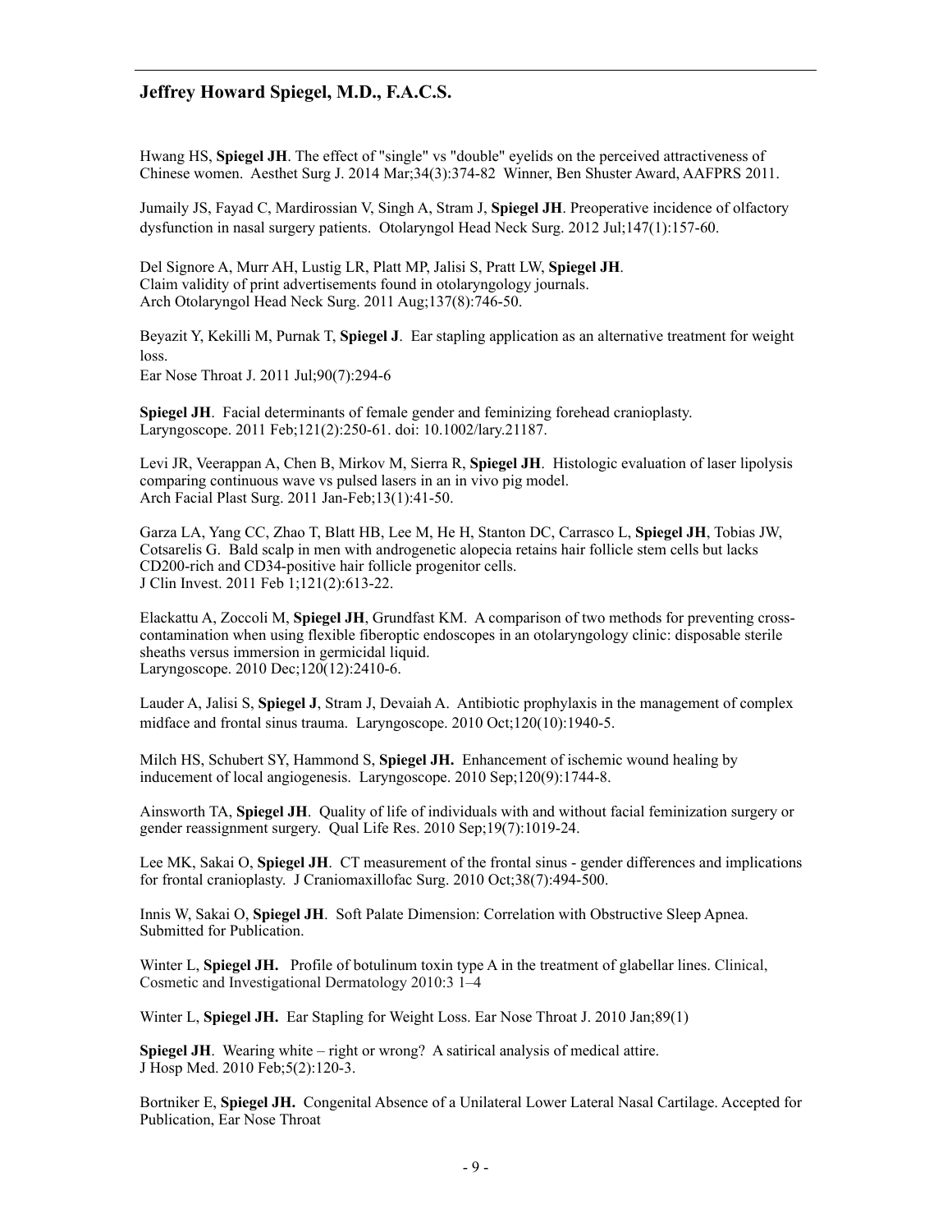Hwang HS, **Spiegel JH**. The effect of "single" vs "double" eyelids on the perceived attractiveness of Chinese women. Aesthet Surg J. 2014 Mar;34(3):374-82 Winner, Ben Shuster Award, AAFPRS 2011.

Jumaily JS, Fayad C, Mardirossian V, Singh A, Stram J, **Spiegel JH**. Preoperative incidence of olfactory dysfunction in nasal surgery patients. Otolaryngol Head Neck Surg. 2012 Jul;147(1):157-60.

Del Signore A, Murr AH, Lustig LR, Platt MP, Jalisi S, Pratt LW, **Spiegel JH**. Claim validity of print advertisements found in otolaryngology journals. Arch Otolaryngol Head Neck Surg. 2011 Aug;137(8):746-50.

Beyazit Y, Kekilli M, Purnak T, **Spiegel J**. Ear stapling application as an alternative treatment for weight loss. Ear Nose Throat J. 2011 Jul;90(7):294-6

**Spiegel JH**. Facial determinants of female gender and feminizing forehead cranioplasty. Laryngoscope. 2011 Feb;121(2):250-61. doi: 10.1002/lary.21187.

Levi JR, Veerappan A, Chen B, Mirkov M, Sierra R, **Spiegel JH**. Histologic evaluation of laser lipolysis comparing continuous wave vs pulsed lasers in an in vivo pig model. Arch Facial Plast Surg. 2011 Jan-Feb;13(1):41-50.

Garza LA, Yang CC, Zhao T, Blatt HB, Lee M, He H, Stanton DC, Carrasco L, **Spiegel JH**, Tobias JW, Cotsarelis G. Bald scalp in men with androgenetic alopecia retains hair follicle stem cells but lacks CD200-rich and CD34-positive hair follicle progenitor cells. J Clin Invest. 2011 Feb 1;121(2):613-22.

Elackattu A, Zoccoli M, **Spiegel JH**, Grundfast KM. A comparison of two methods for preventing cross-contamination when using flexible fiberoptic endoscopes in an otolaryngology clinic: disposable sterile sheaths versus immersion in germicidal liquid. Laryngoscope. 2010 Dec;120(12):2410-6.

Lauder A, Jalisi S, **Spiegel J**, Stram J, Devaiah A. Antibiotic prophylaxis in the management of complex midface and frontal sinus trauma. Laryngoscope. 2010 Oct;120(10):1940-5.

Milch HS, Schubert SY, Hammond S, **Spiegel JH.** Enhancement of ischemic wound healing by inducement of local angiogenesis. Laryngoscope. 2010 Sep;120(9):1744-8.

Ainsworth TA, **Spiegel JH**. Quality of life of individuals with and without facial feminization surgery or gender reassignment surgery. Qual Life Res. 2010 Sep;19(7):1019-24.

Lee MK, Sakai O, **Spiegel JH**. CT measurement of the frontal sinus - gender differences and implications for frontal cranioplasty. J Craniomaxillofac Surg. 2010 Oct;38(7):494-500.

Innis W, Sakai O, **Spiegel JH**. Soft Palate Dimension: Correlation with Obstructive Sleep Apnea. Submitted for Publication.

Winter L, **Spiegel JH.** Profile of botulinum toxin type A in the treatment of glabellar lines. Clinical, Cosmetic and Investigational Dermatology 2010:3 1–4

Winter L, **Spiegel JH.** Ear Stapling for Weight Loss. Ear Nose Throat J. 2010 Jan;89(1)

**Spiegel JH**. Wearing white – right or wrong? A satirical analysis of medical attire. J Hosp Med. 2010 Feb;5(2):120-3.

Bortniker E, **Spiegel JH.** Congenital Absence of a Unilateral Lower Lateral Nasal Cartilage. Accepted for Publication, Ear Nose Throat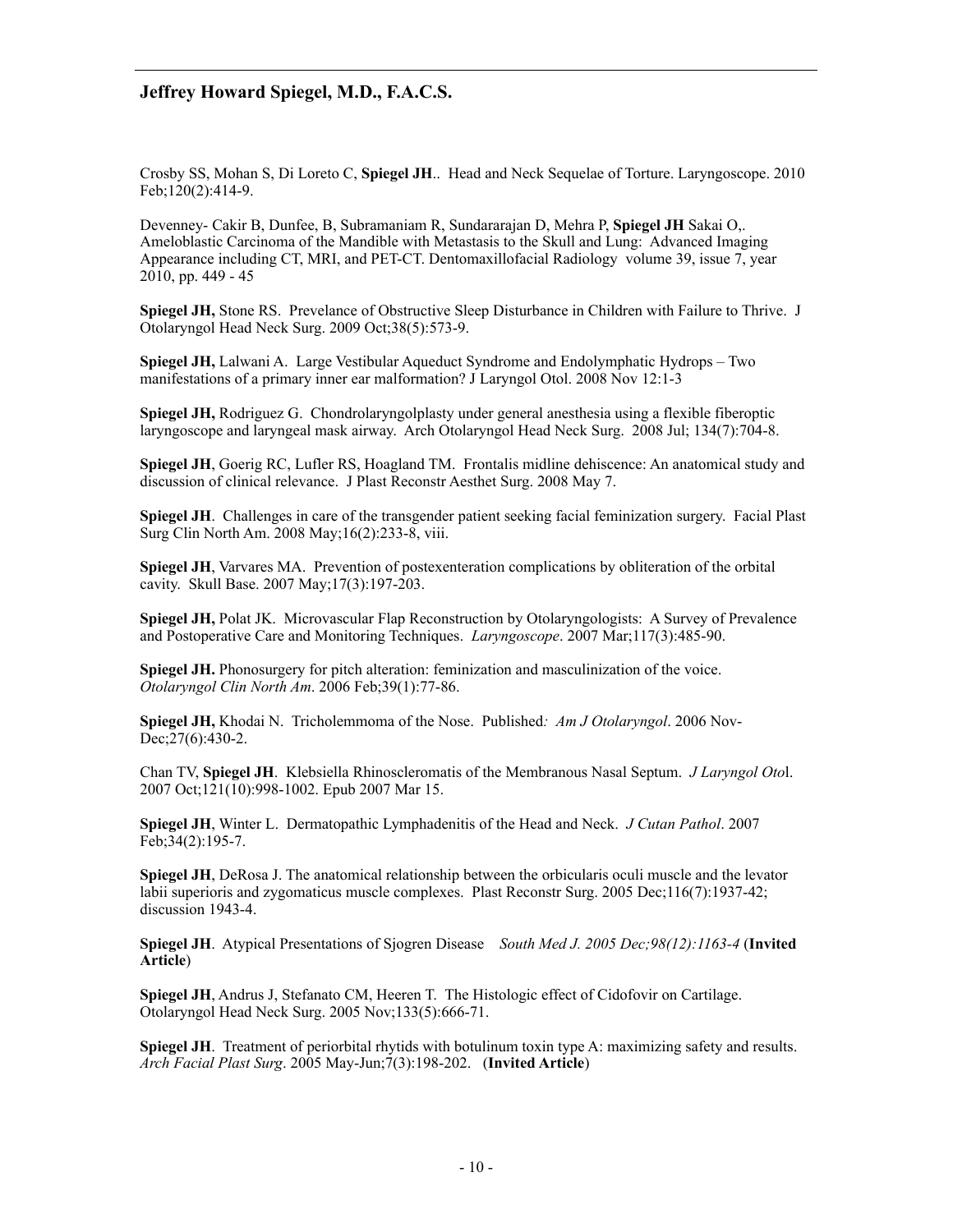Crosby SS, Mohan S, Di Loreto C, **Spiegel JH**.. Head and Neck Sequelae of Torture. Laryngoscope. 2010 Feb;120(2):414-9.

Devenney- Cakir B, Dunfee, B, Subramaniam R, Sundararajan D, Mehra P, **Spiegel JH** Sakai O,. Ameloblastic Carcinoma of the Mandible with Metastasis to the Skull and Lung: Advanced Imaging Appearance including CT, MRI, and PET-CT. Dentomaxillofacial Radiology volume 39, issue 7, year 2010, pp. 449 - 45

**Spiegel JH,** Stone RS. Prevelance of Obstructive Sleep Disturbance in Children with Failure to Thrive. J Otolaryngol Head Neck Surg. 2009 Oct;38(5):573-9.

**Spiegel JH,** Lalwani A. Large Vestibular Aqueduct Syndrome and Endolymphatic Hydrops – Two manifestations of a primary inner ear malformation? J Laryngol Otol. 2008 Nov 12:1-3

**Spiegel JH,** Rodriguez G. Chondrolaryngolplasty under general anesthesia using a flexible fiberoptic laryngoscope and laryngeal mask airway. Arch Otolaryngol Head Neck Surg. 2008 Jul; 134(7):704-8.

**Spiegel JH**, Goerig RC, Lufler RS, Hoagland TM. Frontalis midline dehiscence: An anatomical study and discussion of clinical relevance. J Plast Reconstr Aesthet Surg. 2008 May 7.

**Spiegel JH**. Challenges in care of the transgender patient seeking facial feminization surgery. Facial Plast Surg Clin North Am. 2008 May;16(2):233-8, viii.

**Spiegel JH**, Varvares MA. Prevention of postexenteration complications by obliteration of the orbital cavity. Skull Base. 2007 May;17(3):197-203.

**Spiegel JH,** Polat JK. Microvascular Flap Reconstruction by Otolaryngologists: A Survey of Prevalence and Postoperative Care and Monitoring Techniques. *Laryngoscope*. 2007 Mar;117(3):485-90.

**Spiegel JH.** Phonosurgery for pitch alteration: feminization and masculinization of the voice. *Otolaryngol Clin North Am*. 2006 Feb;39(1):77-86.

**Spiegel JH,** Khodai N. Tricholemmoma of the Nose. Published*: Am J Otolaryngol*. 2006 Nov-Dec;27(6):430-2.

Chan TV, **Spiegel JH**. Klebsiella Rhinoscleromatis of the Membranous Nasal Septum. *J Laryngol Oto*l. 2007 Oct;121(10):998-1002. Epub 2007 Mar 15.

**Spiegel JH**, Winter L. Dermatopathic Lymphadenitis of the Head and Neck. *J Cutan Pathol*. 2007 Feb;34(2):195-7.

**Spiegel JH**, DeRosa J. The anatomical relationship between the orbicularis oculi muscle and the levator labii superioris and zygomaticus muscle complexes. Plast Reconstr Surg. 2005 Dec;116(7):1937-42; discussion 1943-4.

**Spiegel JH**. Atypical Presentations of Sjogren Disease *South Med J. 2005 Dec;98(12):1163-4* (**Invited Article**)

**Spiegel JH**, Andrus J, Stefanato CM, Heeren T. The Histologic effect of Cidofovir on Cartilage. Otolaryngol Head Neck Surg. 2005 Nov;133(5):666-71.

**Spiegel JH**. Treatment of periorbital rhytids with botulinum toxin type A: maximizing safety and results. *Arch Facial Plast Surg*. 2005 May-Jun;7(3):198-202. (**Invited Article**)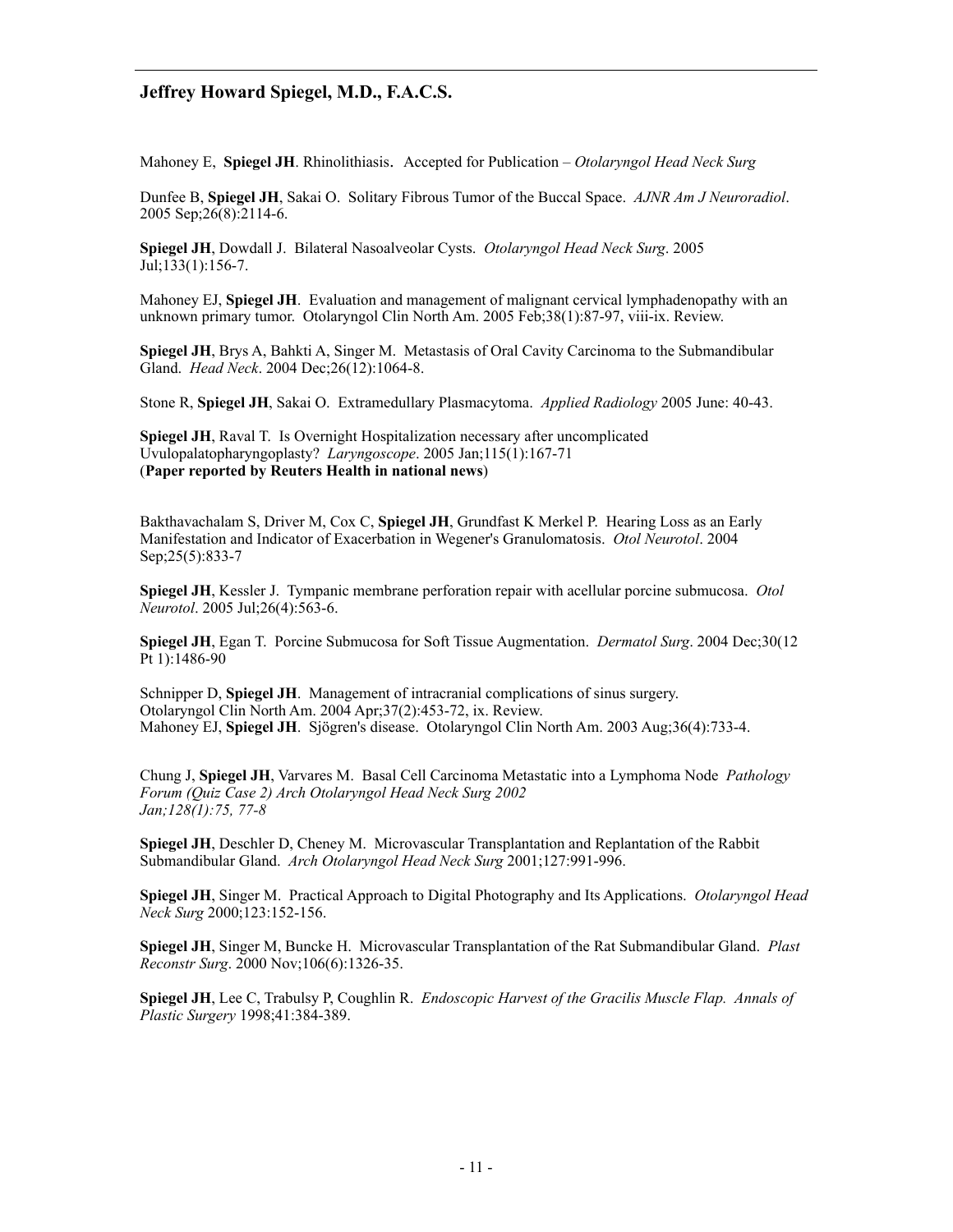Mahoney E, **Spiegel JH**. Rhinolithiasis. Accepted for Publication – *Otolaryngol Head Neck Surg*

Dunfee B, **Spiegel JH**, Sakai O. Solitary Fibrous Tumor of the Buccal Space. *AJNR Am J Neuroradiol*. 2005 Sep;26(8):2114-6.

**Spiegel JH**, Dowdall J. Bilateral Nasoalveolar Cysts. *Otolaryngol Head Neck Surg*. 2005 Jul;133(1):156-7.

Mahoney EJ, **Spiegel JH**. Evaluation and management of malignant cervical lymphadenopathy with an unknown primary tumor. Otolaryngol Clin North Am. 2005 Feb;38(1):87-97, viii-ix. Review.

**Spiegel JH**, Brys A, Bahkti A, Singer M. Metastasis of Oral Cavity Carcinoma to the Submandibular Gland. *Head Neck*. 2004 Dec;26(12):1064-8.

Stone R, **Spiegel JH**, Sakai O. Extramedullary Plasmacytoma. *Applied Radiology* 2005 June: 40-43.

**Spiegel JH**, Raval T. Is Overnight Hospitalization necessary after uncomplicated Uvulopalatopharyngoplasty? *Laryngoscope*. 2005 Jan;115(1):167-71
(**Paper reported by Reuters Health in national news**)

Bakthavachalam S, Driver M, Cox C, **Spiegel JH**, Grundfast K Merkel P. Hearing Loss as an Early Manifestation and Indicator of Exacerbation in Wegener's Granulomatosis. *Otol Neurotol*. 2004 Sep;25(5):833-7

**Spiegel JH**, Kessler J. Tympanic membrane perforation repair with acellular porcine submucosa. *Otol Neurotol*. 2005 Jul;26(4):563-6.

**Spiegel JH**, Egan T. Porcine Submucosa for Soft Tissue Augmentation. *Dermatol Surg*. 2004 Dec;30(12 Pt 1):1486-90

Schnipper D, **Spiegel JH**. Management of intracranial complications of sinus surgery. Otolaryngol Clin North Am. 2004 Apr;37(2):453-72, ix. Review.
Mahoney EJ, **Spiegel JH**. Sjögren's disease. Otolaryngol Clin North Am. 2003 Aug;36(4):733-4.

Chung J, **Spiegel JH**, Varvares M. Basal Cell Carcinoma Metastatic into a Lymphoma Node *Pathology Forum (Quiz Case 2) Arch Otolaryngol Head Neck Surg 2002 Jan;128(1):75, 77-8*

**Spiegel JH**, Deschler D, Cheney M. Microvascular Transplantation and Replantation of the Rabbit Submandibular Gland. *Arch Otolaryngol Head Neck Surg* 2001;127:991-996.

**Spiegel JH**, Singer M. Practical Approach to Digital Photography and Its Applications. *Otolaryngol Head Neck Surg* 2000;123:152-156.

**Spiegel JH**, Singer M, Buncke H. Microvascular Transplantation of the Rat Submandibular Gland. *Plast Reconstr Surg*. 2000 Nov;106(6):1326-35.

**Spiegel JH**, Lee C, Trabulsy P, Coughlin R. *Endoscopic Harvest of the Gracilis Muscle Flap. Annals of Plastic Surgery* 1998;41:384-389.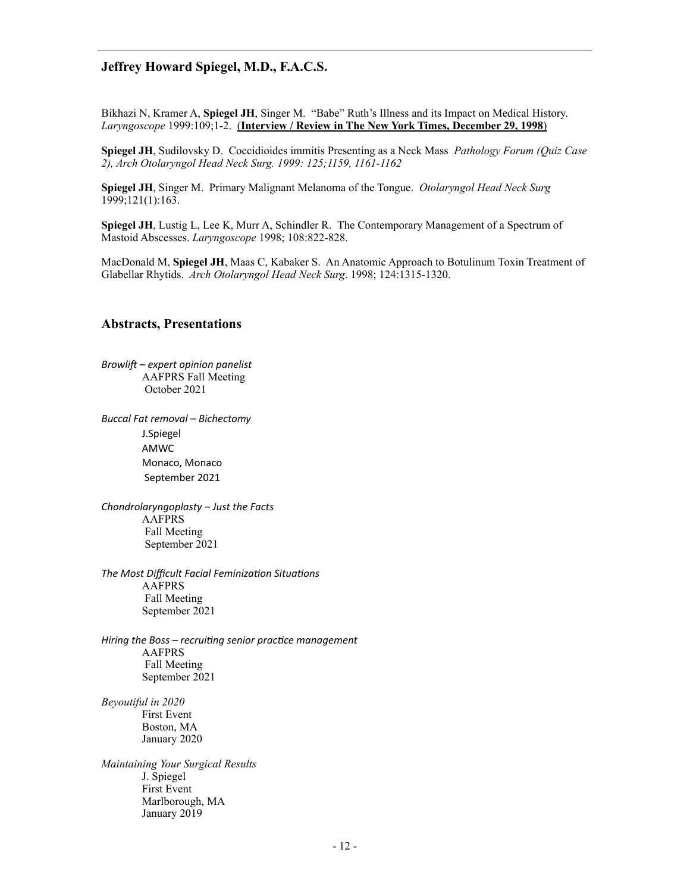**Jeffrey Howard Spiegel, M.D., F.A.C.S.**

Bikhazi N, Kramer A, **Spiegel JH**, Singer M. "Babe" Ruth's Illness and its Impact on Medical History. *Laryngoscope* 1999:109;1-2. (**Interview / Review in The New York Times, December 29, 1998**)

**Spiegel JH**, Sudilovsky D. Coccidioides immitis Presenting as a Neck Mass *Pathology Forum (Quiz Case 2), Arch Otolaryngol Head Neck Surg. 1999: 125;1159, 1161-1162*

**Spiegel JH**, Singer M. Primary Malignant Melanoma of the Tongue. *Otolaryngol Head Neck Surg* 1999;121(1):163.

**Spiegel JH**, Lustig L, Lee K, Murr A, Schindler R. The Contemporary Management of a Spectrum of Mastoid Abscesses. *Laryngoscope* 1998; 108:822-828.

MacDonald M, **Spiegel JH**, Maas C, Kabaker S. An Anatomic Approach to Botulinum Toxin Treatment of Glabellar Rhytids. *Arch Otolaryngol Head Neck Surg*. 1998; 124:1315-1320.

## Abstracts, Presentations

*Browlift – expert opinion panelist*
AAFPRS Fall Meeting
October 2021

*Buccal Fat removal – Bichectomy*
J.Spiegel
AMWC
Monaco, Monaco
September 2021

*Chondrolaryngoplasty – Just the Facts*
AAFPRS
Fall Meeting
September 2021

*The Most Difficult Facial Feminization Situations*
AAFPRS
Fall Meeting
September 2021

*Hiring the Boss – recruiting senior practice management*
AAFPRS
Fall Meeting
September 2021

*Beyoutiful in 2020*
First Event
Boston, MA
January 2020

*Maintaining Your Surgical Results*
J. Spiegel
First Event
Marlborough, MA
January 2019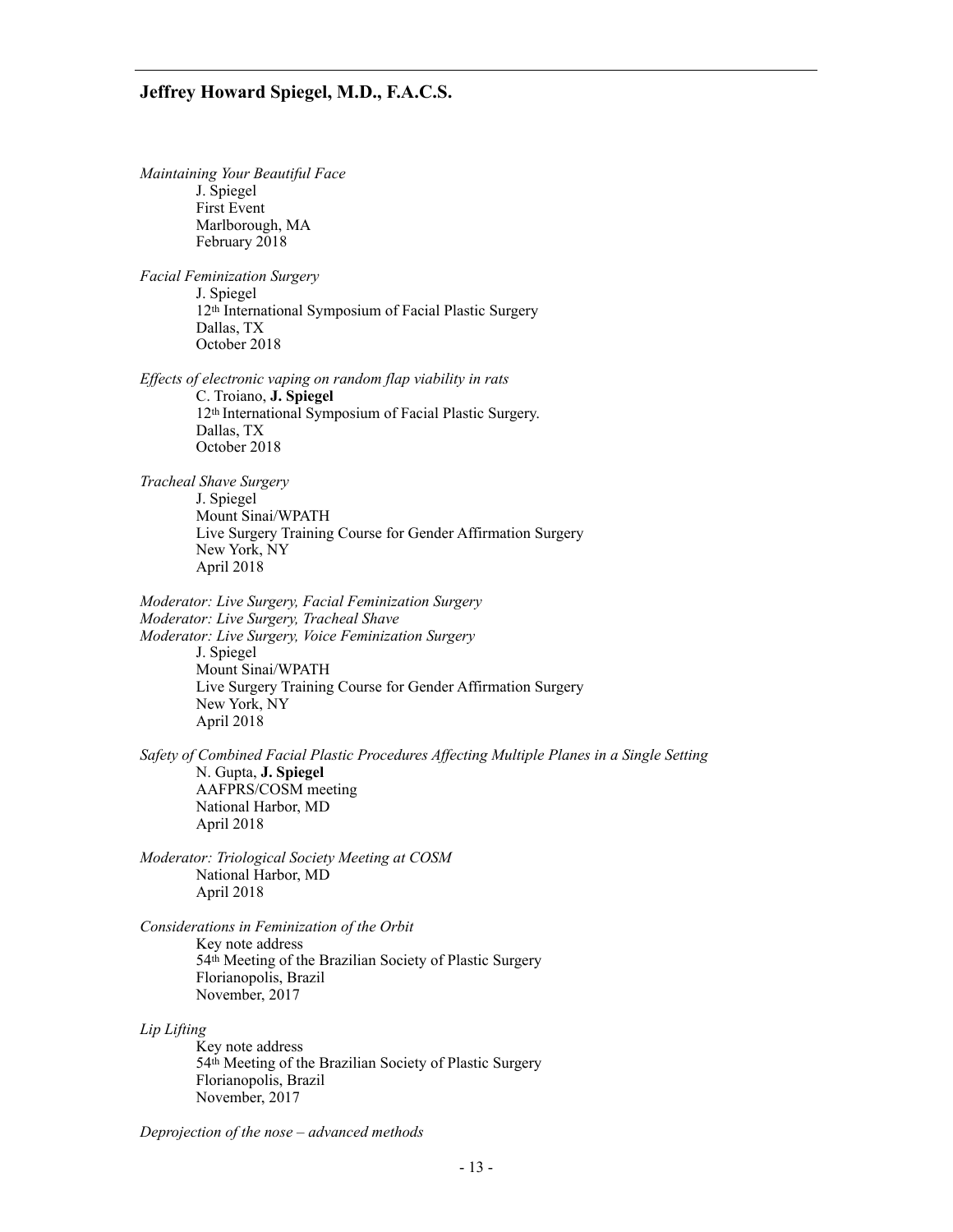*Maintaining Your Beautiful Face*
J. Spiegel
First Event
Marlborough, MA
February 2018

*Facial Feminization Surgery*
J. Spiegel
12th International Symposium of Facial Plastic Surgery
Dallas, TX
October 2018

*Effects of electronic vaping on random flap viability in rats*
C. Troiano, **J. Spiegel**
12th International Symposium of Facial Plastic Surgery.
Dallas, TX
October 2018

*Tracheal Shave Surgery*
J. Spiegel
Mount Sinai/WPATH
Live Surgery Training Course for Gender Affirmation Surgery
New York, NY
April 2018

*Moderator: Live Surgery, Facial Feminization Surgery*
*Moderator: Live Surgery, Tracheal Shave*
*Moderator: Live Surgery, Voice Feminization Surgery*
J. Spiegel
Mount Sinai/WPATH
Live Surgery Training Course for Gender Affirmation Surgery
New York, NY
April 2018

*Safety of Combined Facial Plastic Procedures Affecting Multiple Planes in a Single Setting*
N. Gupta, **J. Spiegel**
AAFPRS/COSM meeting
National Harbor, MD
April 2018

*Moderator: Triological Society Meeting at COSM*
National Harbor, MD
April 2018

*Considerations in Feminization of the Orbit*
Key note address
54th Meeting of the Brazilian Society of Plastic Surgery
Florianopolis, Brazil
November, 2017

*Lip Lifting*
Key note address
54th Meeting of the Brazilian Society of Plastic Surgery
Florianopolis, Brazil
November, 2017

*Deprojection of the nose – advanced methods*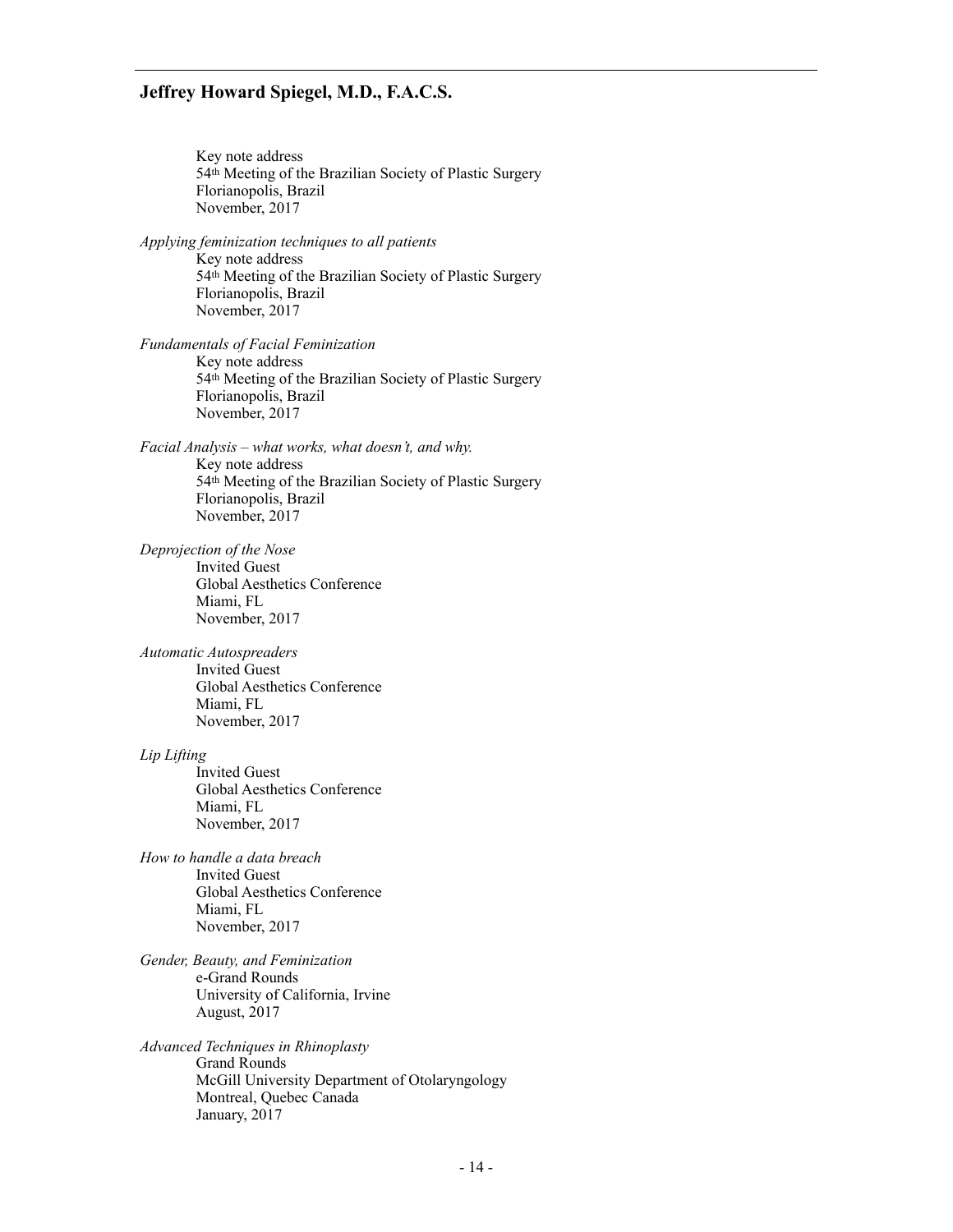Key note address
54th Meeting of the Brazilian Society of Plastic Surgery
Florianopolis, Brazil
November, 2017

*Applying feminization techniques to all patients*
Key note address
54th Meeting of the Brazilian Society of Plastic Surgery
Florianopolis, Brazil
November, 2017

*Fundamentals of Facial Feminization*
Key note address
54th Meeting of the Brazilian Society of Plastic Surgery
Florianopolis, Brazil
November, 2017

*Facial Analysis – what works, what doesn't, and why.*
Key note address
54th Meeting of the Brazilian Society of Plastic Surgery
Florianopolis, Brazil
November, 2017

*Deprojection of the Nose*
Invited Guest
Global Aesthetics Conference
Miami, FL
November, 2017

*Automatic Autospreaders*
Invited Guest
Global Aesthetics Conference
Miami, FL
November, 2017

*Lip Lifting*
Invited Guest
Global Aesthetics Conference
Miami, FL
November, 2017

*How to handle a data breach*
Invited Guest
Global Aesthetics Conference
Miami, FL
November, 2017

*Gender, Beauty, and Feminization*
e-Grand Rounds
University of California, Irvine
August, 2017

*Advanced Techniques in Rhinoplasty*
Grand Rounds
McGill University Department of Otolaryngology
Montreal, Quebec Canada
January, 2017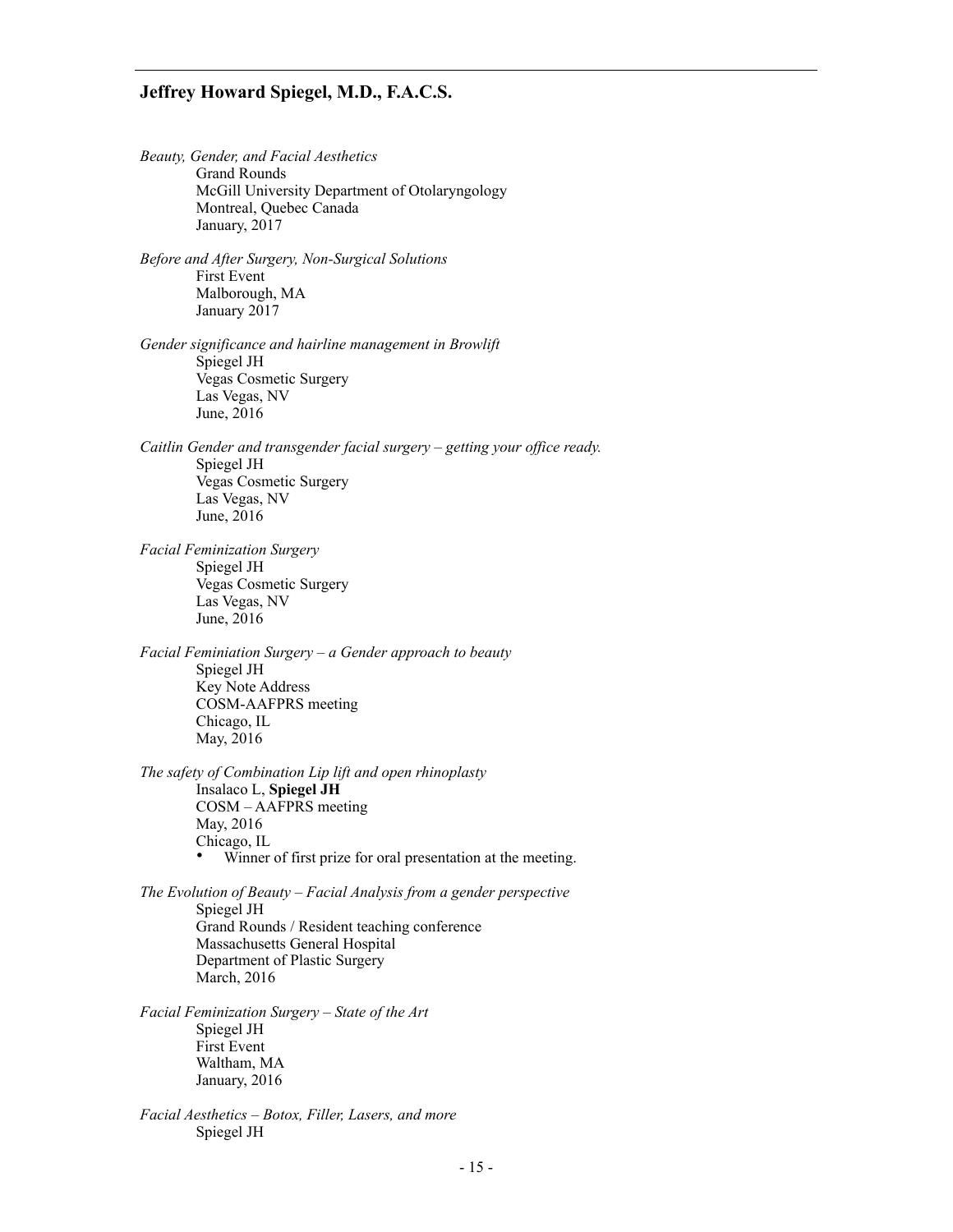*Beauty, Gender, and Facial Aesthetics*
Grand Rounds
McGill University Department of Otolaryngology
Montreal, Quebec Canada
January, 2017

*Before and After Surgery, Non-Surgical Solutions*
First Event
Malborough, MA
January 2017

*Gender significance and hairline management in Browlift*
Spiegel JH
Vegas Cosmetic Surgery
Las Vegas, NV
June, 2016

*Caitlin Gender and transgender facial surgery – getting your office ready.*
Spiegel JH
Vegas Cosmetic Surgery
Las Vegas, NV
June, 2016

*Facial Feminization Surgery*
Spiegel JH
Vegas Cosmetic Surgery
Las Vegas, NV
June, 2016

*Facial Feminiation Surgery – a Gender approach to beauty*
Spiegel JH
Key Note Address
COSM-AAFPRS meeting
Chicago, IL
May, 2016

*The safety of Combination Lip lift and open rhinoplasty*
Insalaco L, **Spiegel JH**
COSM – AAFPRS meeting
May, 2016
Chicago, IL
- Winner of first prize for oral presentation at the meeting.

*The Evolution of Beauty – Facial Analysis from a gender perspective*
Spiegel JH
Grand Rounds / Resident teaching conference
Massachusetts General Hospital
Department of Plastic Surgery
March, 2016

*Facial Feminization Surgery – State of the Art*
Spiegel JH
First Event
Waltham, MA
January, 2016

*Facial Aesthetics – Botox, Filler, Lasers, and more*
Spiegel JH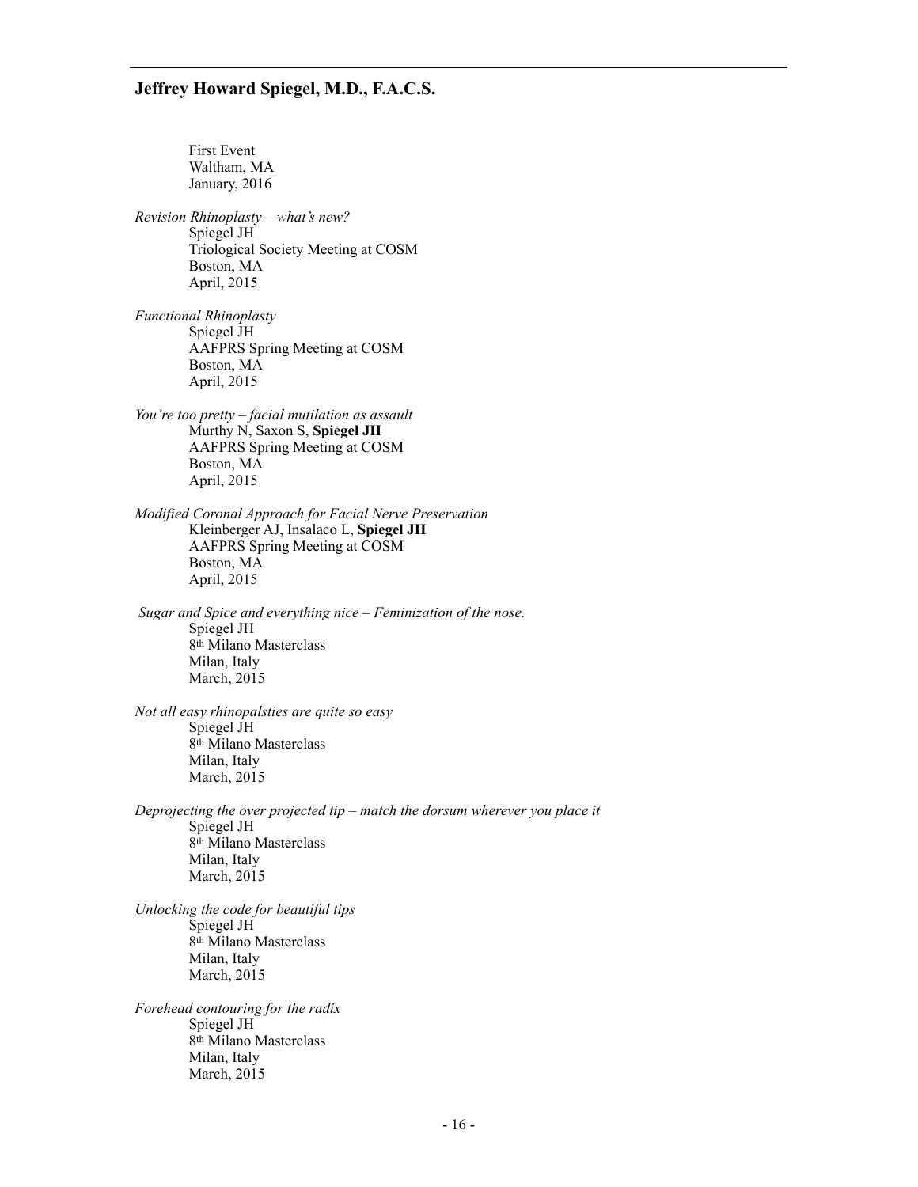First Event
Waltham, MA
January, 2016

*Revision Rhinoplasty – what's new?*
Spiegel JH
Triological Society Meeting at COSM
Boston, MA
April, 2015

*Functional Rhinoplasty*
Spiegel JH
AAFPRS Spring Meeting at COSM
Boston, MA
April, 2015

*You're too pretty – facial mutilation as assault*
Murthy N, Saxon S, **Spiegel JH**
AAFPRS Spring Meeting at COSM
Boston, MA
April, 2015

*Modified Coronal Approach for Facial Nerve Preservation*
Kleinberger AJ, Insalaco L, **Spiegel JH**
AAFPRS Spring Meeting at COSM
Boston, MA
April, 2015

*Sugar and Spice and everything nice – Feminization of the nose.*
Spiegel JH
8th Milano Masterclass
Milan, Italy
March, 2015

*Not all easy rhinopalsties are quite so easy*
Spiegel JH
8th Milano Masterclass
Milan, Italy
March, 2015

*Deprojecting the over projected tip – match the dorsum wherever you place it*
Spiegel JH
8th Milano Masterclass
Milan, Italy
March, 2015

*Unlocking the code for beautiful tips*
Spiegel JH
8th Milano Masterclass
Milan, Italy
March, 2015

*Forehead contouring for the radix*
Spiegel JH
8th Milano Masterclass
Milan, Italy
March, 2015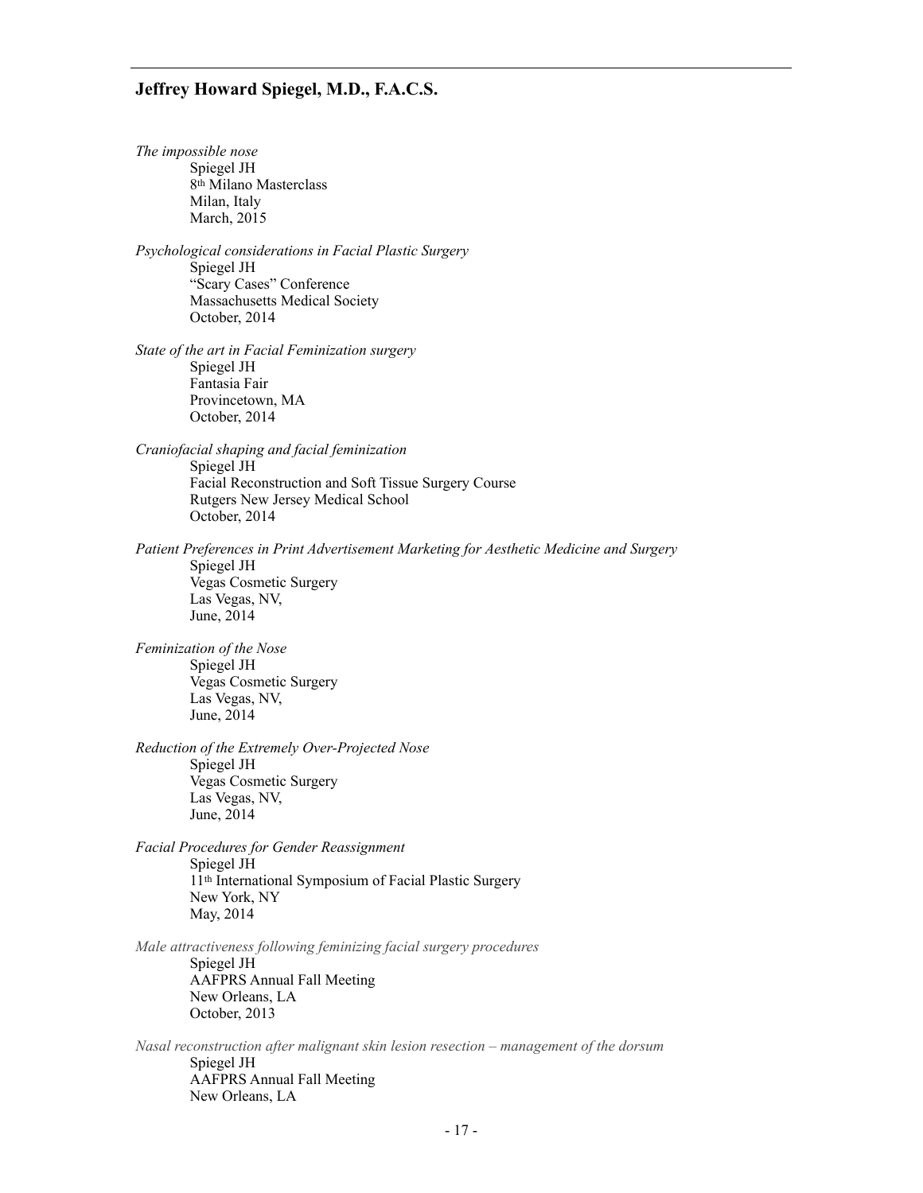*The impossible nose*
Spiegel JH
8th Milano Masterclass
Milan, Italy
March, 2015

*Psychological considerations in Facial Plastic Surgery*
Spiegel JH
"Scary Cases" Conference
Massachusetts Medical Society
October, 2014

*State of the art in Facial Feminization surgery*
Spiegel JH
Fantasia Fair
Provincetown, MA
October, 2014

*Craniofacial shaping and facial feminization*
Spiegel JH
Facial Reconstruction and Soft Tissue Surgery Course
Rutgers New Jersey Medical School
October, 2014

*Patient Preferences in Print Advertisement Marketing for Aesthetic Medicine and Surgery*
Spiegel JH
Vegas Cosmetic Surgery
Las Vegas, NV,
June, 2014

*Feminization of the Nose*
Spiegel JH
Vegas Cosmetic Surgery
Las Vegas, NV,
June, 2014

*Reduction of the Extremely Over-Projected Nose*
Spiegel JH
Vegas Cosmetic Surgery
Las Vegas, NV,
June, 2014

*Facial Procedures for Gender Reassignment*
Spiegel JH
11th International Symposium of Facial Plastic Surgery
New York, NY
May, 2014

*Male attractiveness following feminizing facial surgery procedures*
Spiegel JH
AAFPRS Annual Fall Meeting
New Orleans, LA
October, 2013

*Nasal reconstruction after malignant skin lesion resection – management of the dorsum*
Spiegel JH
AAFPRS Annual Fall Meeting
New Orleans, LA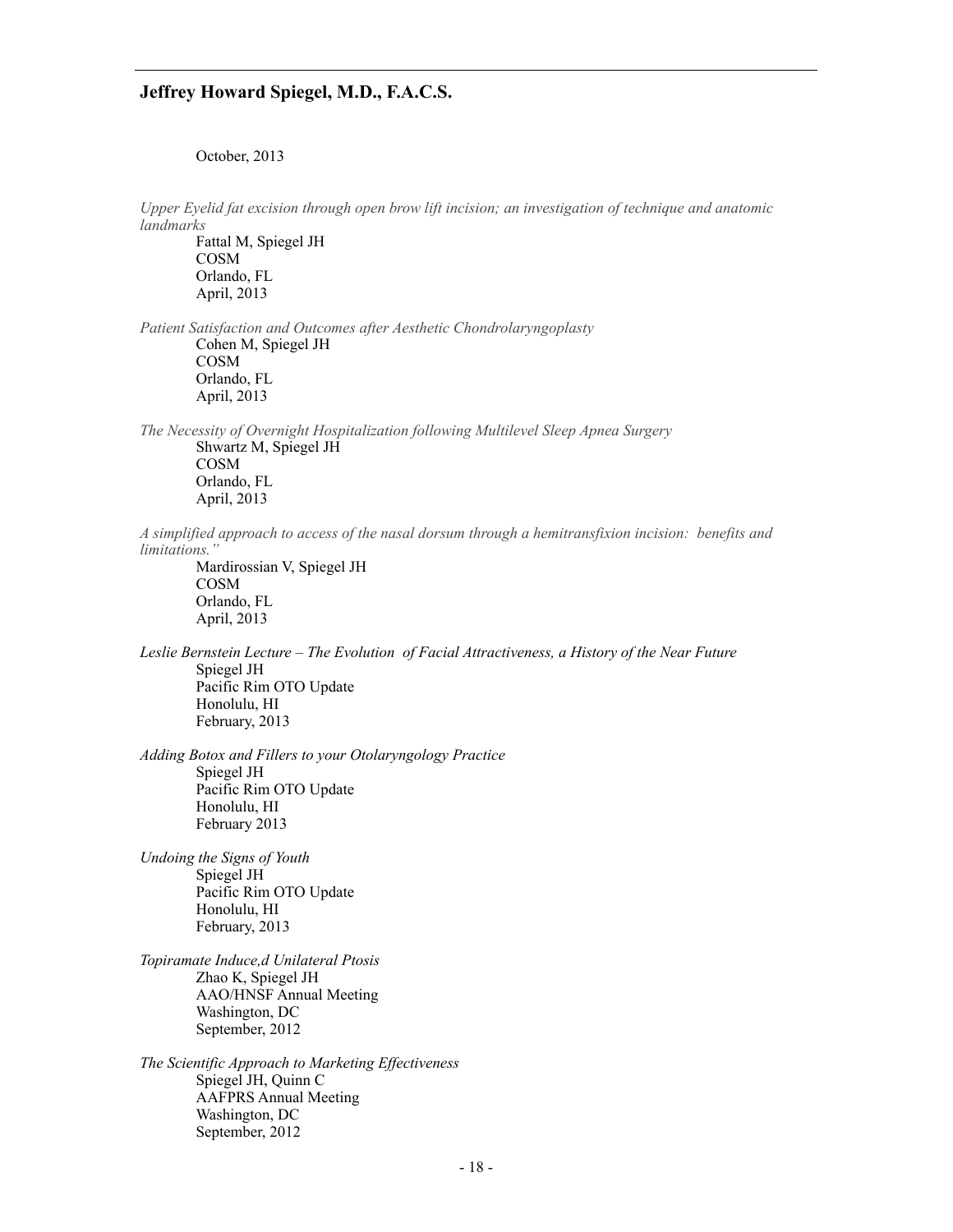October, 2013

*Upper Eyelid fat excision through open brow lift incision; an investigation of technique and anatomic landmarks*
Fattal M, Spiegel JH
COSM
Orlando, FL
April, 2013

*Patient Satisfaction and Outcomes after Aesthetic Chondrolaryngoplasty*
Cohen M, Spiegel JH
COSM
Orlando, FL
April, 2013

*The Necessity of Overnight Hospitalization following Multilevel Sleep Apnea Surgery*
Shwartz M, Spiegel JH
COSM
Orlando, FL
April, 2013

*A simplified approach to access of the nasal dorsum through a hemitransfixion incision: benefits and limitations."*
Mardirossian V, Spiegel JH
COSM
Orlando, FL
April, 2013

*Leslie Bernstein Lecture – The Evolution of Facial Attractiveness, a History of the Near Future*
Spiegel JH
Pacific Rim OTO Update
Honolulu, HI
February, 2013

*Adding Botox and Fillers to your Otolaryngology Practice*
Spiegel JH
Pacific Rim OTO Update
Honolulu, HI
February 2013

*Undoing the Signs of Youth*
Spiegel JH
Pacific Rim OTO Update
Honolulu, HI
February, 2013

*Topiramate Induce,d Unilateral Ptosis*
Zhao K, Spiegel JH
AAO/HNSF Annual Meeting
Washington, DC
September, 2012

*The Scientific Approach to Marketing Effectiveness*
Spiegel JH, Quinn C
AAFPRS Annual Meeting
Washington, DC
September, 2012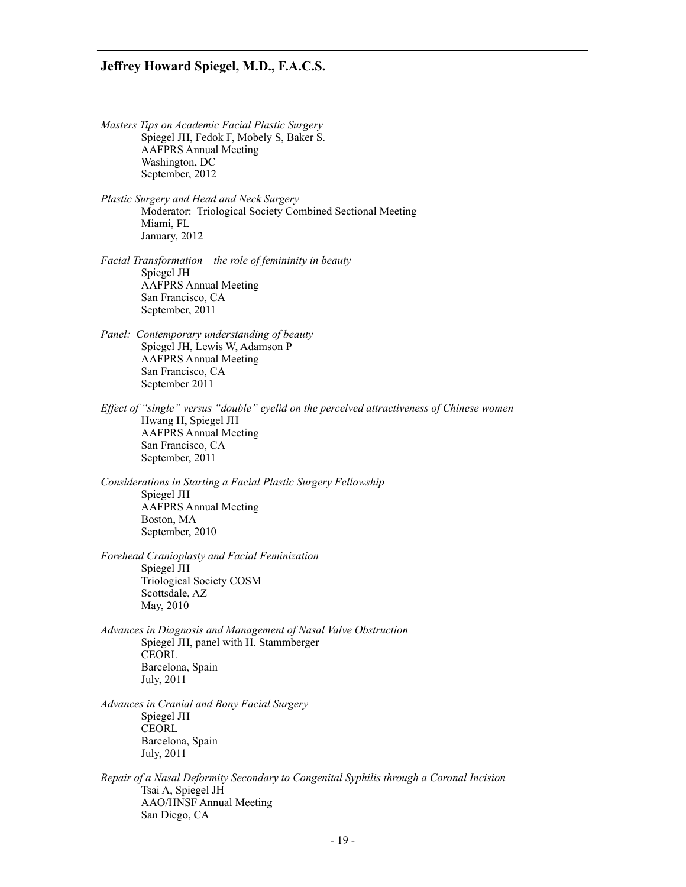*Masters Tips on Academic Facial Plastic Surgery*
Spiegel JH, Fedok F, Mobely S, Baker S.
AAFPRS Annual Meeting
Washington, DC
September, 2012

*Plastic Surgery and Head and Neck Surgery*
Moderator: Triological Society Combined Sectional Meeting
Miami, FL
January, 2012

*Facial Transformation – the role of femininity in beauty*
Spiegel JH
AAFPRS Annual Meeting
San Francisco, CA
September, 2011

*Panel: Contemporary understanding of beauty*
Spiegel JH, Lewis W, Adamson P
AAFPRS Annual Meeting
San Francisco, CA
September 2011

*Effect of "single" versus "double" eyelid on the perceived attractiveness of Chinese women*
Hwang H, Spiegel JH
AAFPRS Annual Meeting
San Francisco, CA
September, 2011

*Considerations in Starting a Facial Plastic Surgery Fellowship*
Spiegel JH
AAFPRS Annual Meeting
Boston, MA
September, 2010

*Forehead Cranioplasty and Facial Feminization*
Spiegel JH
Triological Society COSM
Scottsdale, AZ
May, 2010

*Advances in Diagnosis and Management of Nasal Valve Obstruction*
Spiegel JH, panel with H. Stammberger
CEORL
Barcelona, Spain
July, 2011

*Advances in Cranial and Bony Facial Surgery*
Spiegel JH
CEORL
Barcelona, Spain
July, 2011

*Repair of a Nasal Deformity Secondary to Congenital Syphilis through a Coronal Incision*
Tsai A, Spiegel JH
AAO/HNSF Annual Meeting
San Diego, CA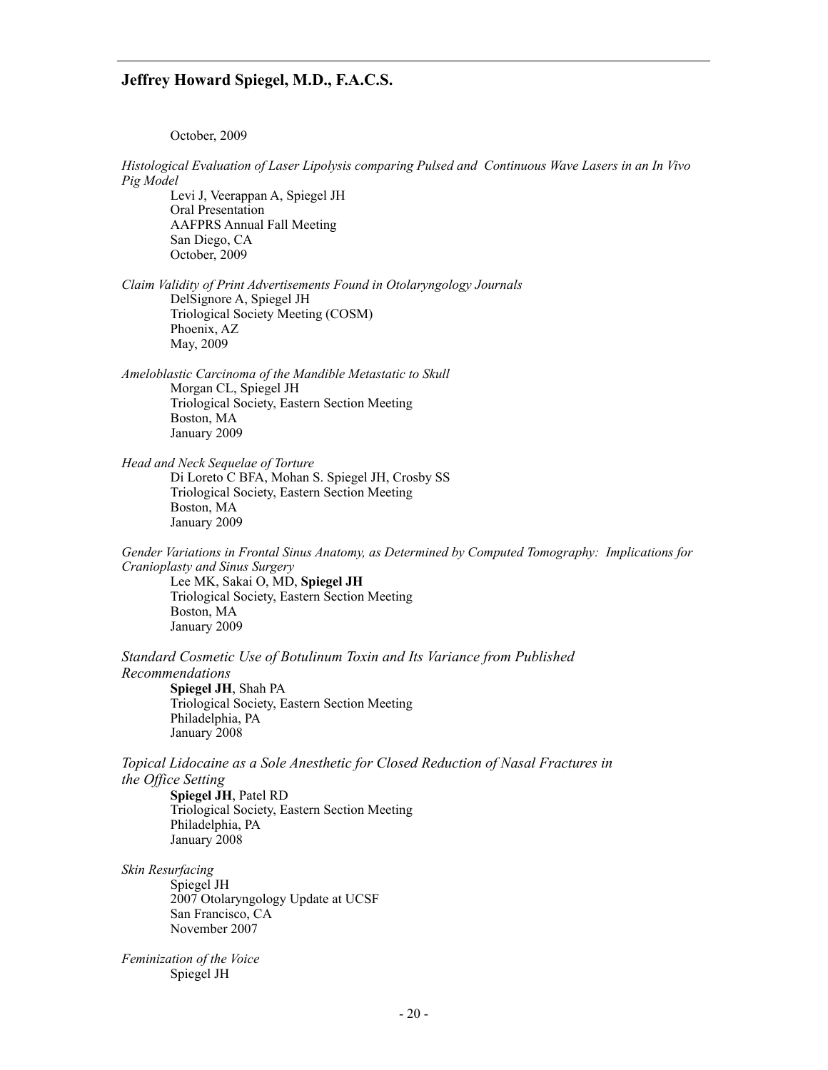October, 2009

*Histological Evaluation of Laser Lipolysis comparing Pulsed and Continuous Wave Lasers in an In Vivo Pig Model*

Levi J, Veerappan A, Spiegel JH
Oral Presentation
AAFPRS Annual Fall Meeting
San Diego, CA
October, 2009

*Claim Validity of Print Advertisements Found in Otolaryngology Journals*

DelSignore A, Spiegel JH
Triological Society Meeting (COSM)
Phoenix, AZ
May, 2009

*Ameloblastic Carcinoma of the Mandible Metastatic to Skull*

Morgan CL, Spiegel JH
Triological Society, Eastern Section Meeting
Boston, MA
January 2009

*Head and Neck Sequelae of Torture*

Di Loreto C BFA, Mohan S. Spiegel JH, Crosby SS
Triological Society, Eastern Section Meeting
Boston, MA
January 2009

*Gender Variations in Frontal Sinus Anatomy, as Determined by Computed Tomography: Implications for Cranioplasty and Sinus Surgery*

Lee MK, Sakai O, MD, **Spiegel JH**
Triological Society, Eastern Section Meeting
Boston, MA
January 2009

*Standard Cosmetic Use of Botulinum Toxin and Its Variance from Published Recommendations*

**Spiegel JH**, Shah PA
Triological Society, Eastern Section Meeting
Philadelphia, PA
January 2008

*Topical Lidocaine as a Sole Anesthetic for Closed Reduction of Nasal Fractures in the Office Setting*

**Spiegel JH**, Patel RD
Triological Society, Eastern Section Meeting
Philadelphia, PA
January 2008

*Skin Resurfacing*

Spiegel JH
2007 Otolaryngology Update at UCSF
San Francisco, CA
November 2007

*Feminization of the Voice*

Spiegel JH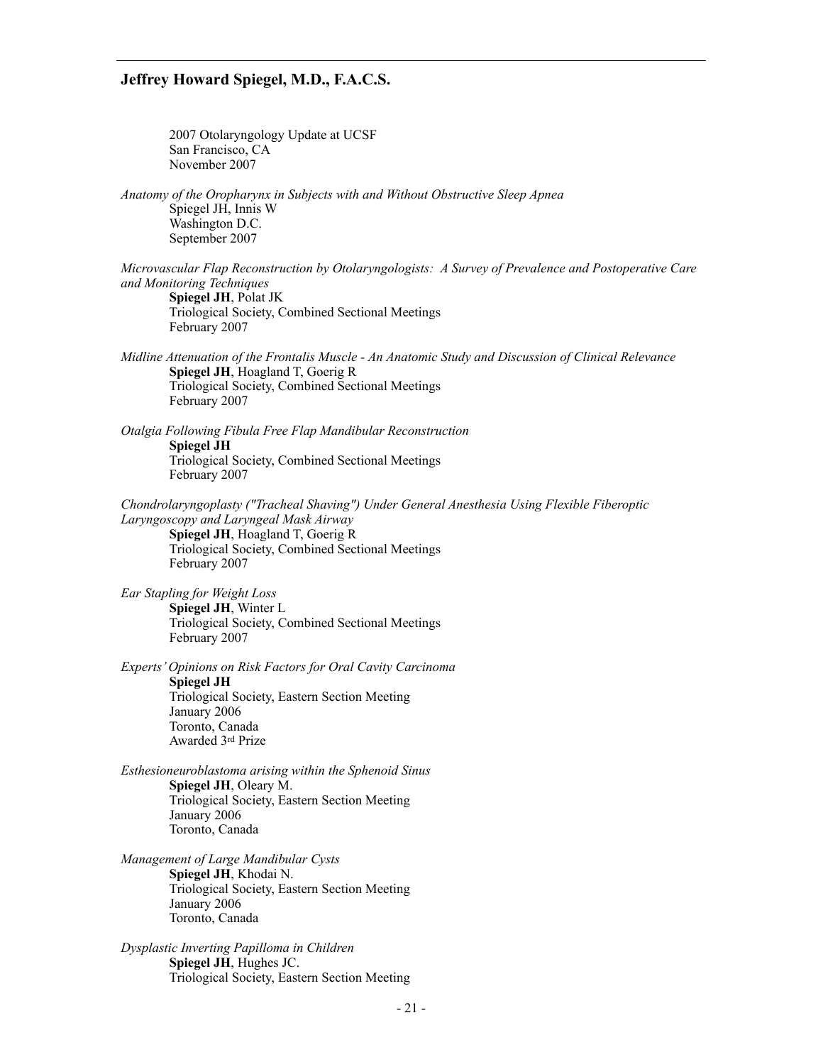2007 Otolaryngology Update at UCSF
San Francisco, CA
November 2007

*Anatomy of the Oropharynx in Subjects with and Without Obstructive Sleep Apnea*
Spiegel JH, Innis W
Washington D.C.
September 2007

*Microvascular Flap Reconstruction by Otolaryngologists: A Survey of Prevalence and Postoperative Care and Monitoring Techniques*
**Spiegel JH**, Polat JK
Triological Society, Combined Sectional Meetings
February 2007

*Midline Attenuation of the Frontalis Muscle - An Anatomic Study and Discussion of Clinical Relevance*
**Spiegel JH**, Hoagland T, Goerig R
Triological Society, Combined Sectional Meetings
February 2007

*Otalgia Following Fibula Free Flap Mandibular Reconstruction*
**Spiegel JH**
Triological Society, Combined Sectional Meetings
February 2007

*Chondrolaryngoplasty ("Tracheal Shaving") Under General Anesthesia Using Flexible Fiberoptic Laryngoscopy and Laryngeal Mask Airway*
**Spiegel JH**, Hoagland T, Goerig R
Triological Society, Combined Sectional Meetings
February 2007

*Ear Stapling for Weight Loss*
**Spiegel JH**, Winter L
Triological Society, Combined Sectional Meetings
February 2007

*Experts' Opinions on Risk Factors for Oral Cavity Carcinoma*
**Spiegel JH**
Triological Society, Eastern Section Meeting
January 2006
Toronto, Canada
Awarded 3rd Prize

*Esthesioneuroblastoma arising within the Sphenoid Sinus*
**Spiegel JH**, Oleary M.
Triological Society, Eastern Section Meeting
January 2006
Toronto, Canada

*Management of Large Mandibular Cysts*
**Spiegel JH**, Khodai N.
Triological Society, Eastern Section Meeting
January 2006
Toronto, Canada

*Dysplastic Inverting Papilloma in Children*
**Spiegel JH**, Hughes JC.
Triological Society, Eastern Section Meeting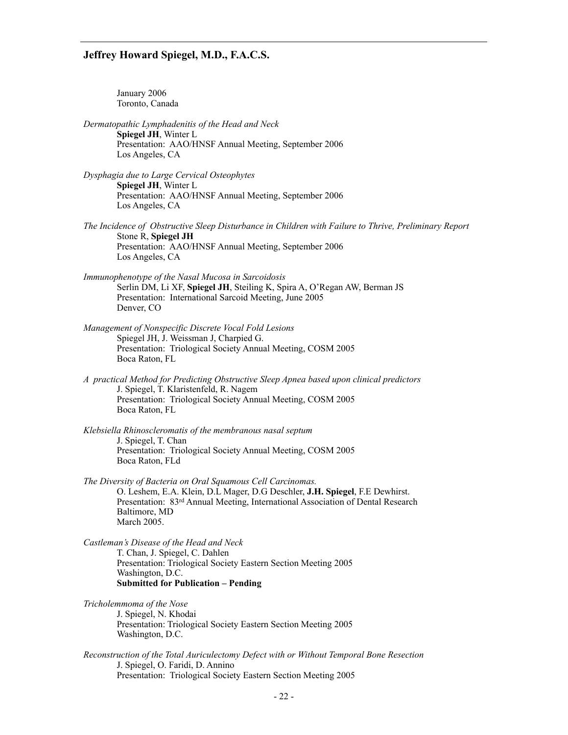January 2006
Toronto, Canada

*Dermatopathic Lymphadenitis of the Head and Neck*
**Spiegel JH**, Winter L
Presentation: AAO/HNSF Annual Meeting, September 2006
Los Angeles, CA

*Dysphagia due to Large Cervical Osteophytes*
**Spiegel JH**, Winter L
Presentation: AAO/HNSF Annual Meeting, September 2006
Los Angeles, CA

*The Incidence of Obstructive Sleep Disturbance in Children with Failure to Thrive, Preliminary Report*
Stone R, **Spiegel JH**
Presentation: AAO/HNSF Annual Meeting, September 2006
Los Angeles, CA

*Immunophenotype of the Nasal Mucosa in Sarcoidosis*
Serlin DM, Li XF, **Spiegel JH**, Steiling K, Spira A, O'Regan AW, Berman JS
Presentation: International Sarcoid Meeting, June 2005
Denver, CO

*Management of Nonspecific Discrete Vocal Fold Lesions*
Spiegel JH, J. Weissman J, Charpied G.
Presentation: Triological Society Annual Meeting, COSM 2005
Boca Raton, FL

*A practical Method for Predicting Obstructive Sleep Apnea based upon clinical predictors*
J. Spiegel, T. Klaristenfeld, R. Nagem
Presentation: Triological Society Annual Meeting, COSM 2005
Boca Raton, FL

*Klebsiella Rhinoscleromatis of the membranous nasal septum*
J. Spiegel, T. Chan
Presentation: Triological Society Annual Meeting, COSM 2005
Boca Raton, FLd

*The Diversity of Bacteria on Oral Squamous Cell Carcinomas.*
O. Leshem, E.A. Klein, D.L Mager, D.G Deschler, **J.H. Spiegel**, F.E Dewhirst.
Presentation: 83rd Annual Meeting, International Association of Dental Research
Baltimore, MD
March 2005.

*Castleman's Disease of the Head and Neck*
T. Chan, J. Spiegel, C. Dahlen
Presentation: Triological Society Eastern Section Meeting 2005
Washington, D.C.
**Submitted for Publication – Pending**

*Tricholemmoma of the Nose*
J. Spiegel, N. Khodai
Presentation: Triological Society Eastern Section Meeting 2005
Washington, D.C.

*Reconstruction of the Total Auriculectomy Defect with or Without Temporal Bone Resection*
J. Spiegel, O. Faridi, D. Annino
Presentation: Triological Society Eastern Section Meeting 2005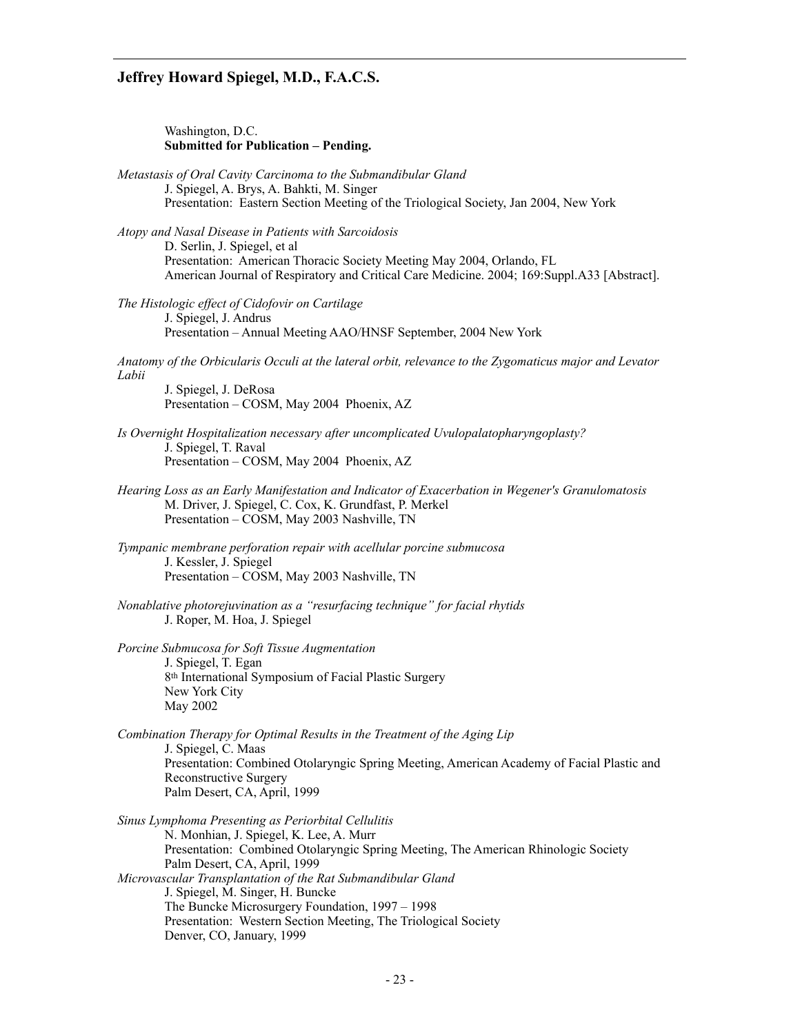Washington, D.C.
**Submitted for Publication – Pending.**

*Metastasis of Oral Cavity Carcinoma to the Submandibular Gland*
J. Spiegel, A. Brys, A. Bahkti, M. Singer
Presentation: Eastern Section Meeting of the Triological Society, Jan 2004, New York

*Atopy and Nasal Disease in Patients with Sarcoidosis*
D. Serlin, J. Spiegel, et al
Presentation: American Thoracic Society Meeting May 2004, Orlando, FL
American Journal of Respiratory and Critical Care Medicine. 2004; 169:Suppl.A33 [Abstract].

*The Histologic effect of Cidofovir on Cartilage*
J. Spiegel, J. Andrus
Presentation – Annual Meeting AAO/HNSF September, 2004 New York

*Anatomy of the Orbicularis Occuli at the lateral orbit, relevance to the Zygomaticus major and Levator Labii*
J. Spiegel, J. DeRosa
Presentation – COSM, May 2004 Phoenix, AZ

*Is Overnight Hospitalization necessary after uncomplicated Uvulopalatopharyngoplasty?*
J. Spiegel, T. Raval
Presentation – COSM, May 2004 Phoenix, AZ

*Hearing Loss as an Early Manifestation and Indicator of Exacerbation in Wegener's Granulomatosis*
M. Driver, J. Spiegel, C. Cox, K. Grundfast, P. Merkel
Presentation – COSM, May 2003 Nashville, TN

*Tympanic membrane perforation repair with acellular porcine submucosa*
J. Kessler, J. Spiegel
Presentation – COSM, May 2003 Nashville, TN

*Nonablative photorejuvination as a "resurfacing technique" for facial rhytids*
J. Roper, M. Hoa, J. Spiegel

*Porcine Submucosa for Soft Tissue Augmentation*
J. Spiegel, T. Egan
8th International Symposium of Facial Plastic Surgery
New York City
May 2002

*Combination Therapy for Optimal Results in the Treatment of the Aging Lip*
J. Spiegel, C. Maas
Presentation: Combined Otolaryngic Spring Meeting, American Academy of Facial Plastic and Reconstructive Surgery
Palm Desert, CA, April, 1999

*Sinus Lymphoma Presenting as Periorbital Cellulitis*
N. Monhian, J. Spiegel, K. Lee, A. Murr
Presentation: Combined Otolaryngic Spring Meeting, The American Rhinologic Society
Palm Desert, CA, April, 1999

*Microvascular Transplantation of the Rat Submandibular Gland*
J. Spiegel, M. Singer, H. Buncke
The Buncke Microsurgery Foundation, 1997 – 1998
Presentation: Western Section Meeting, The Triological Society
Denver, CO, January, 1999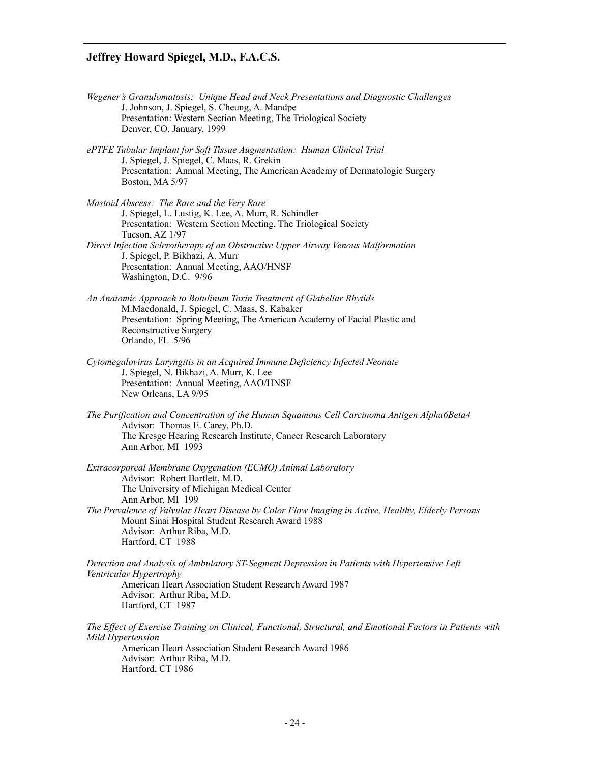*Wegener's Granulomatosis: Unique Head and Neck Presentations and Diagnostic Challenges*
J. Johnson, J. Spiegel, S. Cheung, A. Mandpe
Presentation: Western Section Meeting, The Triological Society
Denver, CO, January, 1999

*ePTFE Tubular Implant for Soft Tissue Augmentation: Human Clinical Trial*
J. Spiegel, J. Spiegel, C. Maas, R. Grekin
Presentation: Annual Meeting, The American Academy of Dermatologic Surgery
Boston, MA 5/97

*Mastoid Abscess: The Rare and the Very Rare*
J. Spiegel, L. Lustig, K. Lee, A. Murr, R. Schindler
Presentation: Western Section Meeting, The Triological Society
Tucson, AZ 1/97

*Direct Injection Sclerotherapy of an Obstructive Upper Airway Venous Malformation*
J. Spiegel, P. Bikhazi, A. Murr
Presentation: Annual Meeting, AAO/HNSF
Washington, D.C. 9/96

*An Anatomic Approach to Botulinum Toxin Treatment of Glabellar Rhytids*
M.Macdonald, J. Spiegel, C. Maas, S. Kabaker
Presentation: Spring Meeting, The American Academy of Facial Plastic and Reconstructive Surgery
Orlando, FL 5/96

*Cytomegalovirus Laryngitis in an Acquired Immune Deficiency Infected Neonate*
J. Spiegel, N. Bikhazi, A. Murr, K. Lee
Presentation: Annual Meeting, AAO/HNSF
New Orleans, LA 9/95

*The Purification and Concentration of the Human Squamous Cell Carcinoma Antigen Alpha6Beta4*
Advisor: Thomas E. Carey, Ph.D.
The Kresge Hearing Research Institute, Cancer Research Laboratory
Ann Arbor, MI 1993

*Extracorporeal Membrane Oxygenation (ECMO) Animal Laboratory*
Advisor: Robert Bartlett, M.D.
The University of Michigan Medical Center
Ann Arbor, MI 199

*The Prevalence of Valvular Heart Disease by Color Flow Imaging in Active, Healthy, Elderly Persons*
Mount Sinai Hospital Student Research Award 1988
Advisor: Arthur Riba, M.D.
Hartford, CT 1988

*Detection and Analysis of Ambulatory ST-Segment Depression in Patients with Hypertensive Left Ventricular Hypertrophy*
American Heart Association Student Research Award 1987
Advisor: Arthur Riba, M.D.
Hartford, CT 1987

*The Effect of Exercise Training on Clinical, Functional, Structural, and Emotional Factors in Patients with Mild Hypertension*
American Heart Association Student Research Award 1986
Advisor: Arthur Riba, M.D.
Hartford, CT 1986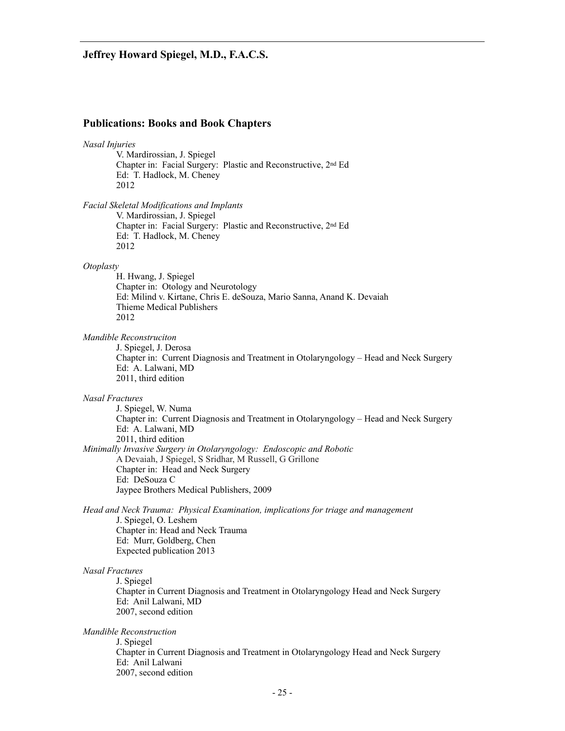## Jeffrey Howard Spiegel, M.D., F.A.C.S.

## Publications: Books and Book Chapters

*Nasal Injuries*
V. Mardirossian, J. Spiegel
Chapter in: Facial Surgery: Plastic and Reconstructive, 2nd Ed
Ed: T. Hadlock, M. Cheney
2012

*Facial Skeletal Modifications and Implants*
V. Mardirossian, J. Spiegel
Chapter in: Facial Surgery: Plastic and Reconstructive, 2nd Ed
Ed: T. Hadlock, M. Cheney
2012

*Otoplasty*
H. Hwang, J. Spiegel
Chapter in: Otology and Neurotology
Ed: Milind v. Kirtane, Chris E. deSouza, Mario Sanna, Anand K. Devaiah
Thieme Medical Publishers
2012

*Mandible Reconstruciton*
J. Spiegel, J. Derosa
Chapter in: Current Diagnosis and Treatment in Otolaryngology – Head and Neck Surgery
Ed: A. Lalwani, MD
2011, third edition

*Nasal Fractures*
J. Spiegel, W. Numa
Chapter in: Current Diagnosis and Treatment in Otolaryngology – Head and Neck Surgery
Ed: A. Lalwani, MD
2011, third edition

*Minimally Invasive Surgery in Otolaryngology: Endoscopic and Robotic*
A Devaiah, J Spiegel, S Sridhar, M Russell, G Grillone
Chapter in: Head and Neck Surgery
Ed: DeSouza C
Jaypee Brothers Medical Publishers, 2009

*Head and Neck Trauma: Physical Examination, implications for triage and management*
J. Spiegel, O. Leshem
Chapter in: Head and Neck Trauma
Ed: Murr, Goldberg, Chen
Expected publication 2013

*Nasal Fractures*
J. Spiegel
Chapter in Current Diagnosis and Treatment in Otolaryngology Head and Neck Surgery
Ed: Anil Lalwani, MD
2007, second edition

*Mandible Reconstruction*
J. Spiegel
Chapter in Current Diagnosis and Treatment in Otolaryngology Head and Neck Surgery
Ed: Anil Lalwani
2007, second edition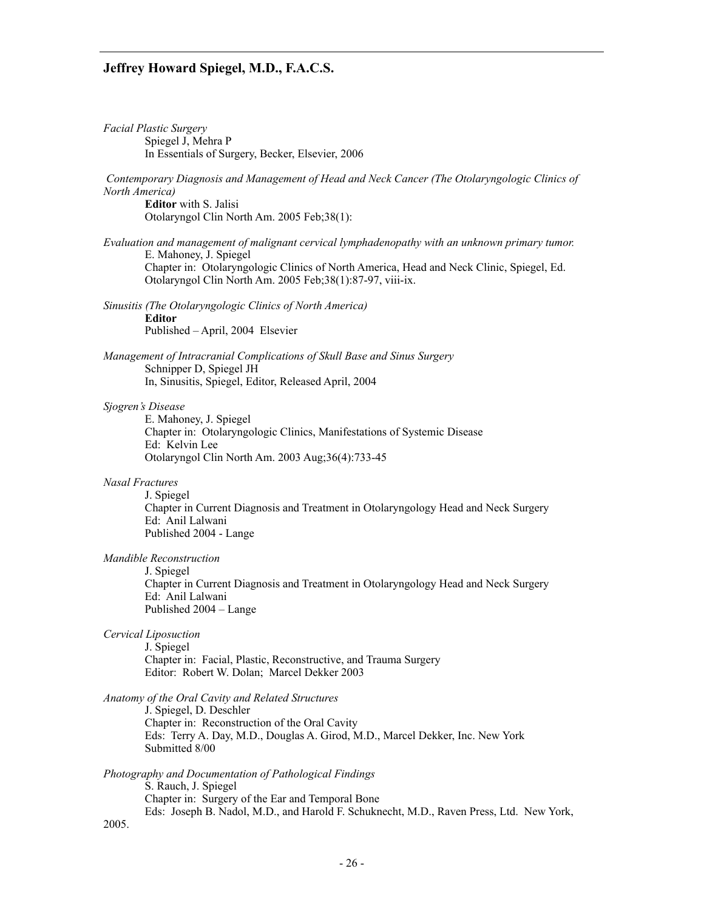*Facial Plastic Surgery*
Spiegel J, Mehra P
In Essentials of Surgery, Becker, Elsevier, 2006

*Contemporary Diagnosis and Management of Head and Neck Cancer (The Otolaryngologic Clinics of North America)*
**Editor** with S. Jalisi
Otolaryngol Clin North Am. 2005 Feb;38(1):

*Evaluation and management of malignant cervical lymphadenopathy with an unknown primary tumor.*
E. Mahoney, J. Spiegel
Chapter in: Otolaryngologic Clinics of North America, Head and Neck Clinic, Spiegel, Ed.
Otolaryngol Clin North Am. 2005 Feb;38(1):87-97, viii-ix.

*Sinusitis (The Otolaryngologic Clinics of North America)*
**Editor**
Published – April, 2004 Elsevier

*Management of Intracranial Complications of Skull Base and Sinus Surgery*
Schnipper D, Spiegel JH
In, Sinusitis, Spiegel, Editor, Released April, 2004

*Sjogren's Disease*
E. Mahoney, J. Spiegel
Chapter in: Otolaryngologic Clinics, Manifestations of Systemic Disease
Ed: Kelvin Lee
Otolaryngol Clin North Am. 2003 Aug;36(4):733-45

*Nasal Fractures*
J. Spiegel
Chapter in Current Diagnosis and Treatment in Otolaryngology Head and Neck Surgery
Ed: Anil Lalwani
Published 2004 - Lange

*Mandible Reconstruction*
J. Spiegel
Chapter in Current Diagnosis and Treatment in Otolaryngology Head and Neck Surgery
Ed: Anil Lalwani
Published 2004 – Lange

*Cervical Liposuction*
J. Spiegel
Chapter in: Facial, Plastic, Reconstructive, and Trauma Surgery
Editor: Robert W. Dolan; Marcel Dekker 2003

*Anatomy of the Oral Cavity and Related Structures*
J. Spiegel, D. Deschler
Chapter in: Reconstruction of the Oral Cavity
Eds: Terry A. Day, M.D., Douglas A. Girod, M.D., Marcel Dekker, Inc. New York
Submitted 8/00

*Photography and Documentation of Pathological Findings*
S. Rauch, J. Spiegel
Chapter in: Surgery of the Ear and Temporal Bone
Eds: Joseph B. Nadol, M.D., and Harold F. Schuknecht, M.D., Raven Press, Ltd. New York, 2005.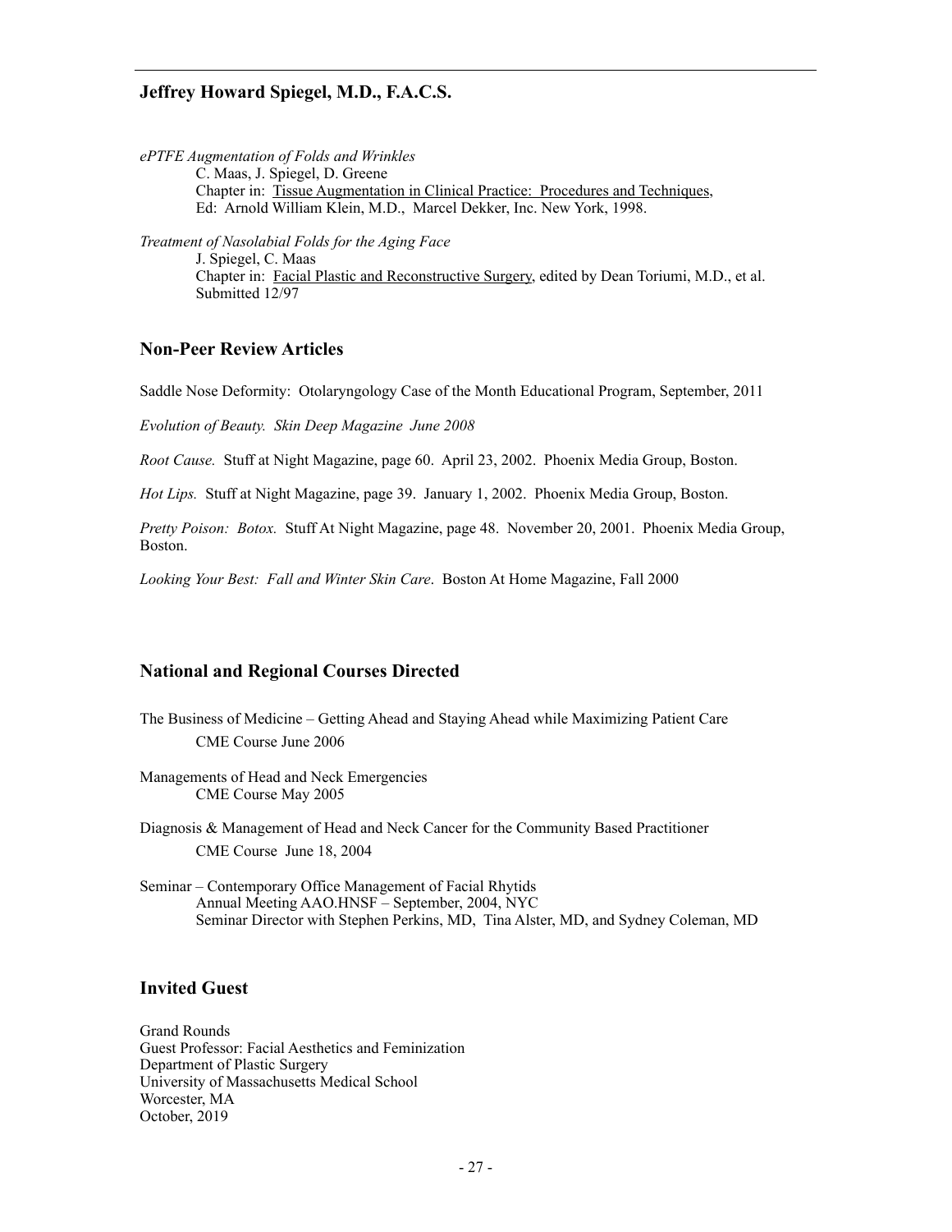*ePTFE Augmentation of Folds and Wrinkles*
C. Maas, J. Spiegel, D. Greene
Chapter in: Tissue Augmentation in Clinical Practice: Procedures and Techniques,
Ed: Arnold William Klein, M.D., Marcel Dekker, Inc. New York, 1998.

*Treatment of Nasolabial Folds for the Aging Face*
J. Spiegel, C. Maas
Chapter in: Facial Plastic and Reconstructive Surgery, edited by Dean Toriumi, M.D., et al.
Submitted 12/97

## Non-Peer Review Articles

Saddle Nose Deformity: Otolaryngology Case of the Month Educational Program, September, 2011

*Evolution of Beauty. Skin Deep Magazine June 2008*

*Root Cause.* Stuff at Night Magazine, page 60. April 23, 2002. Phoenix Media Group, Boston.

*Hot Lips.* Stuff at Night Magazine, page 39. January 1, 2002. Phoenix Media Group, Boston.

*Pretty Poison: Botox.* Stuff At Night Magazine, page 48. November 20, 2001. Phoenix Media Group, Boston.

*Looking Your Best: Fall and Winter Skin Care*. Boston At Home Magazine, Fall 2000

## National and Regional Courses Directed

The Business of Medicine – Getting Ahead and Staying Ahead while Maximizing Patient Care
CME Course June 2006

Managements of Head and Neck Emergencies
CME Course May 2005

Diagnosis & Management of Head and Neck Cancer for the Community Based Practitioner
CME Course June 18, 2004

Seminar – Contemporary Office Management of Facial Rhytids
Annual Meeting AAO.HNSF – September, 2004, NYC
Seminar Director with Stephen Perkins, MD, Tina Alster, MD, and Sydney Coleman, MD

## Invited Guest

Grand Rounds
Guest Professor: Facial Aesthetics and Feminization
Department of Plastic Surgery
University of Massachusetts Medical School
Worcester, MA
October, 2019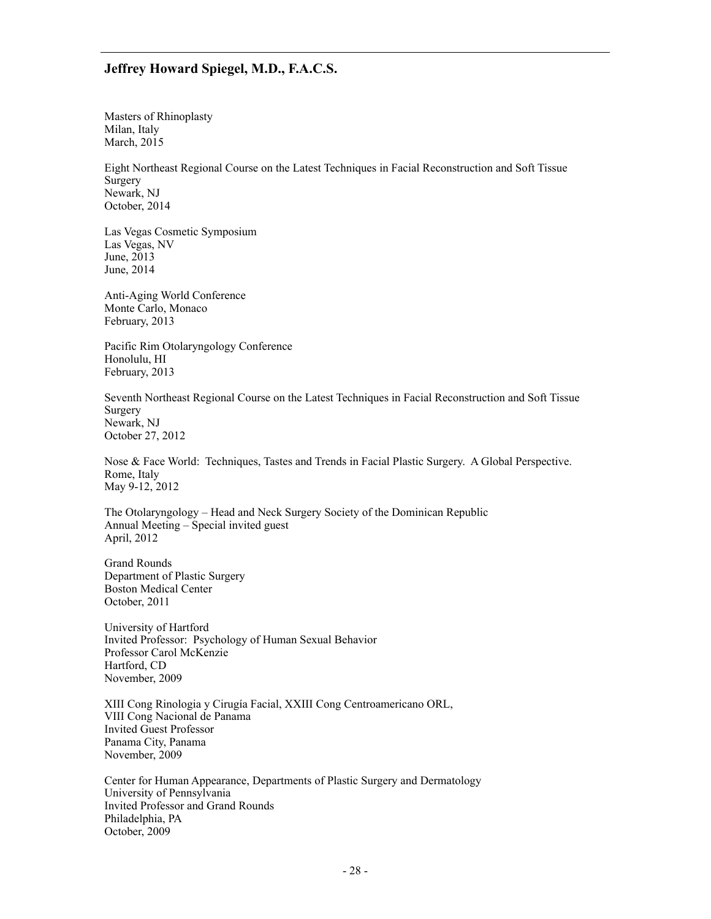Masters of Rhinoplasty
Milan, Italy
March, 2015

Eight Northeast Regional Course on the Latest Techniques in Facial Reconstruction and Soft Tissue Surgery
Newark, NJ
October, 2014

Las Vegas Cosmetic Symposium
Las Vegas, NV
June, 2013
June, 2014

Anti-Aging World Conference
Monte Carlo, Monaco
February, 2013

Pacific Rim Otolaryngology Conference
Honolulu, HI
February, 2013

Seventh Northeast Regional Course on the Latest Techniques in Facial Reconstruction and Soft Tissue Surgery
Newark, NJ
October 27, 2012

Nose & Face World: Techniques, Tastes and Trends in Facial Plastic Surgery. A Global Perspective.
Rome, Italy
May 9-12, 2012

The Otolaryngology – Head and Neck Surgery Society of the Dominican Republic
Annual Meeting – Special invited guest
April, 2012

Grand Rounds
Department of Plastic Surgery
Boston Medical Center
October, 2011

University of Hartford
Invited Professor: Psychology of Human Sexual Behavior
Professor Carol McKenzie
Hartford, CD
November, 2009

XIII Cong Rinologia y Cirugía Facial, XXIII Cong Centroamericano ORL,
VIII Cong Nacional de Panama
Invited Guest Professor
Panama City, Panama
November, 2009

Center for Human Appearance, Departments of Plastic Surgery and Dermatology
University of Pennsylvania
Invited Professor and Grand Rounds
Philadelphia, PA
October, 2009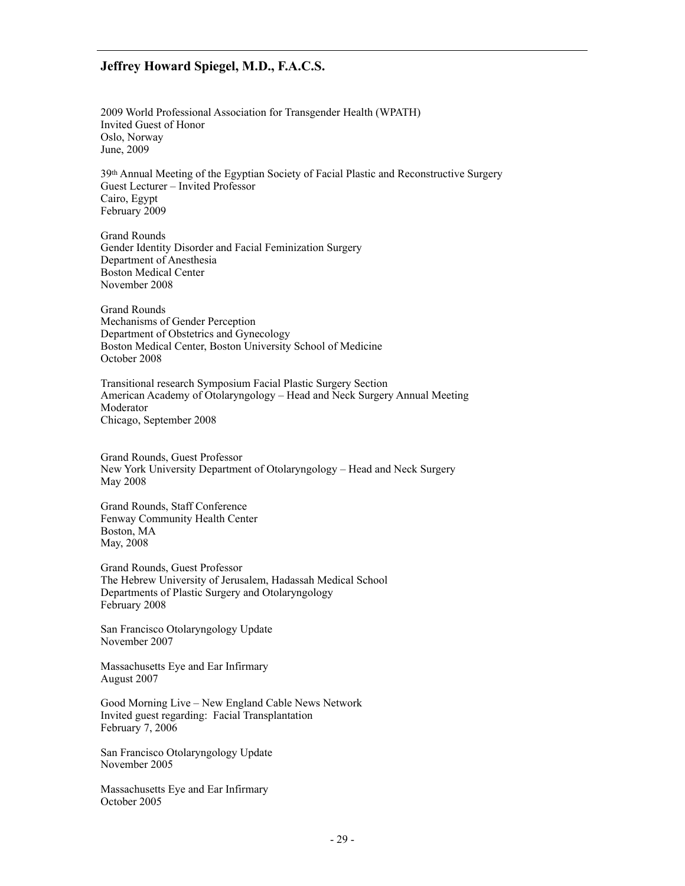2009 World Professional Association for Transgender Health (WPATH)
Invited Guest of Honor
Oslo, Norway
June, 2009

39th Annual Meeting of the Egyptian Society of Facial Plastic and Reconstructive Surgery
Guest Lecturer – Invited Professor
Cairo, Egypt
February 2009

Grand Rounds
Gender Identity Disorder and Facial Feminization Surgery
Department of Anesthesia
Boston Medical Center
November 2008

Grand Rounds
Mechanisms of Gender Perception
Department of Obstetrics and Gynecology
Boston Medical Center, Boston University School of Medicine
October 2008

Transitional research Symposium Facial Plastic Surgery Section
American Academy of Otolaryngology – Head and Neck Surgery Annual Meeting
Moderator
Chicago, September 2008

Grand Rounds, Guest Professor
New York University Department of Otolaryngology – Head and Neck Surgery
May 2008

Grand Rounds, Staff Conference
Fenway Community Health Center
Boston, MA
May, 2008

Grand Rounds, Guest Professor
The Hebrew University of Jerusalem, Hadassah Medical School
Departments of Plastic Surgery and Otolaryngology
February 2008

San Francisco Otolaryngology Update
November 2007

Massachusetts Eye and Ear Infirmary
August 2007

Good Morning Live – New England Cable News Network
Invited guest regarding: Facial Transplantation
February 7, 2006

San Francisco Otolaryngology Update
November 2005

Massachusetts Eye and Ear Infirmary
October 2005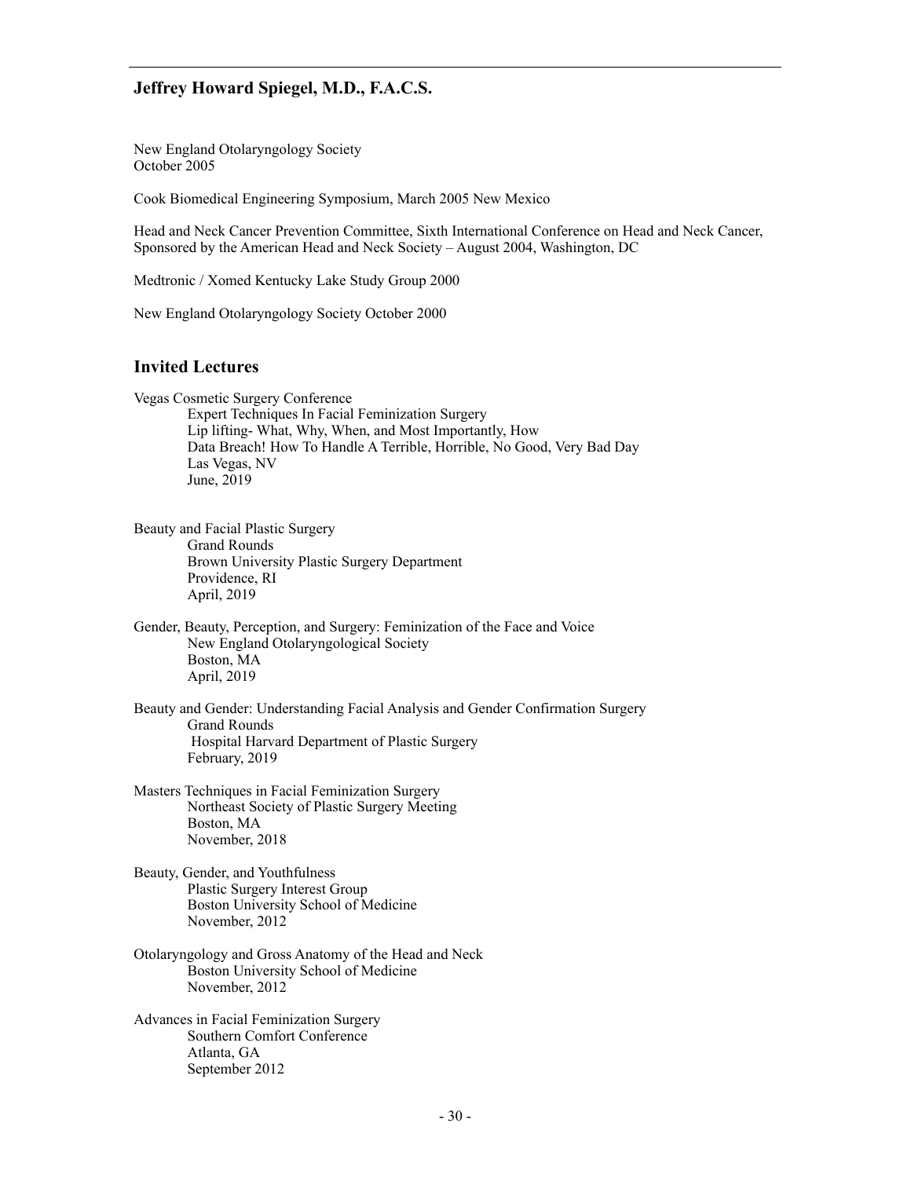New England Otolaryngology Society
October 2005

Cook Biomedical Engineering Symposium, March 2005 New Mexico

Head and Neck Cancer Prevention Committee, Sixth International Conference on Head and Neck Cancer, Sponsored by the American Head and Neck Society – August 2004, Washington, DC

Medtronic / Xomed Kentucky Lake Study Group 2000

New England Otolaryngology Society October 2000

## Invited Lectures

Vegas Cosmetic Surgery Conference
    Expert Techniques In Facial Feminization Surgery
    Lip lifting- What, Why, When, and Most Importantly, How
    Data Breach! How To Handle A Terrible, Horrible, No Good, Very Bad Day
    Las Vegas, NV
    June, 2019

Beauty and Facial Plastic Surgery
    Grand Rounds
    Brown University Plastic Surgery Department
    Providence, RI
    April, 2019

Gender, Beauty, Perception, and Surgery: Feminization of the Face and Voice
    New England Otolaryngological Society
    Boston, MA
    April, 2019

Beauty and Gender: Understanding Facial Analysis and Gender Confirmation Surgery
    Grand Rounds
    Hospital Harvard Department of Plastic Surgery
    February, 2019

Masters Techniques in Facial Feminization Surgery
    Northeast Society of Plastic Surgery Meeting
    Boston, MA
    November, 2018

Beauty, Gender, and Youthfulness
    Plastic Surgery Interest Group
    Boston University School of Medicine
    November, 2012

Otolaryngology and Gross Anatomy of the Head and Neck
    Boston University School of Medicine
    November, 2012

Advances in Facial Feminization Surgery
    Southern Comfort Conference
    Atlanta, GA
    September 2012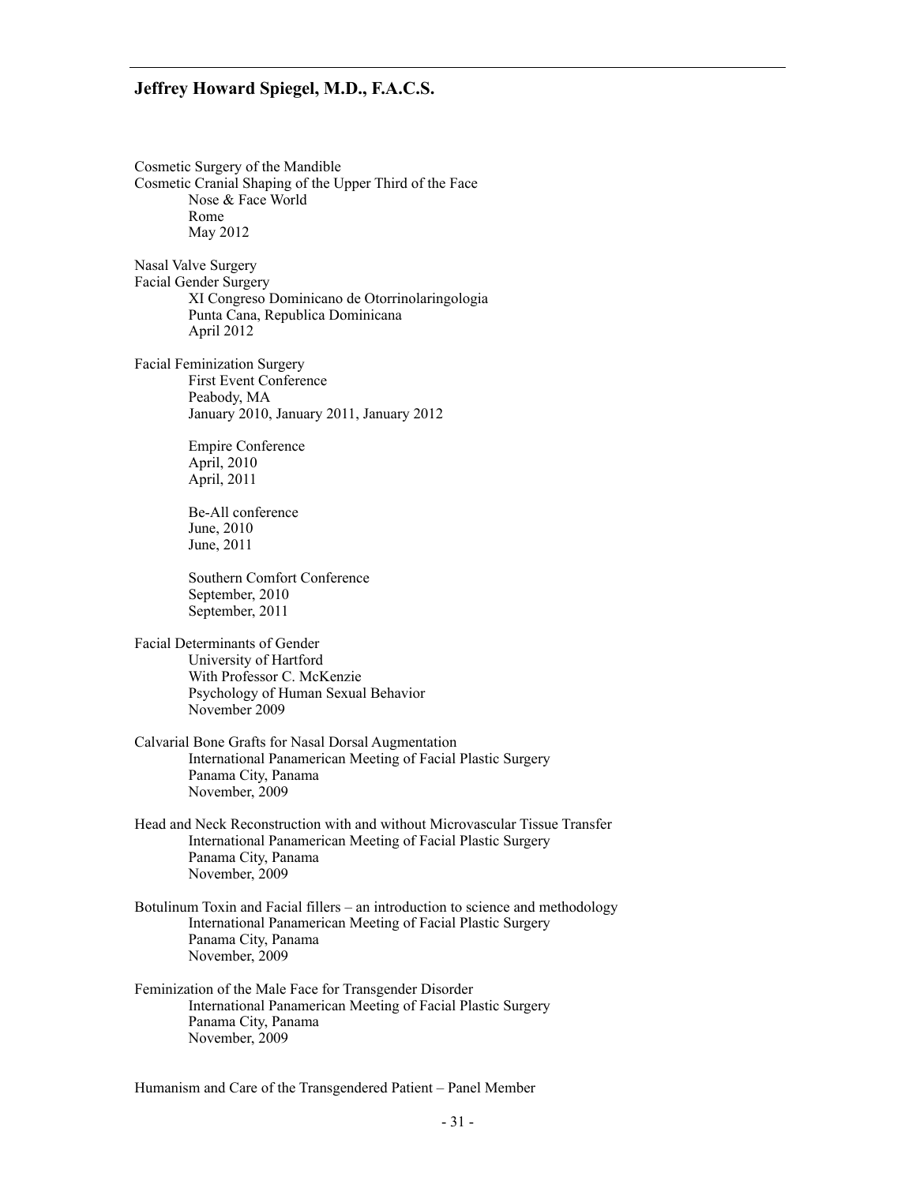Cosmetic Surgery of the Mandible
Cosmetic Cranial Shaping of the Upper Third of the Face
    Nose & Face World
    Rome
    May 2012

Nasal Valve Surgery
Facial Gender Surgery
    XI Congreso Dominicano de Otorrinolaringologia
    Punta Cana, Republica Dominicana
    April 2012

Facial Feminization Surgery
    First Event Conference
    Peabody, MA
    January 2010, January 2011, January 2012

    Empire Conference
    April, 2010
    April, 2011

    Be-All conference
    June, 2010
    June, 2011

    Southern Comfort Conference
    September, 2010
    September, 2011

Facial Determinants of Gender
    University of Hartford
    With Professor C. McKenzie
    Psychology of Human Sexual Behavior
    November 2009

Calvarial Bone Grafts for Nasal Dorsal Augmentation
    International Panamerican Meeting of Facial Plastic Surgery
    Panama City, Panama
    November, 2009

Head and Neck Reconstruction with and without Microvascular Tissue Transfer
    International Panamerican Meeting of Facial Plastic Surgery
    Panama City, Panama
    November, 2009

Botulinum Toxin and Facial fillers – an introduction to science and methodology
    International Panamerican Meeting of Facial Plastic Surgery
    Panama City, Panama
    November, 2009

Feminization of the Male Face for Transgender Disorder
    International Panamerican Meeting of Facial Plastic Surgery
    Panama City, Panama
    November, 2009

Humanism and Care of the Transgendered Patient – Panel Member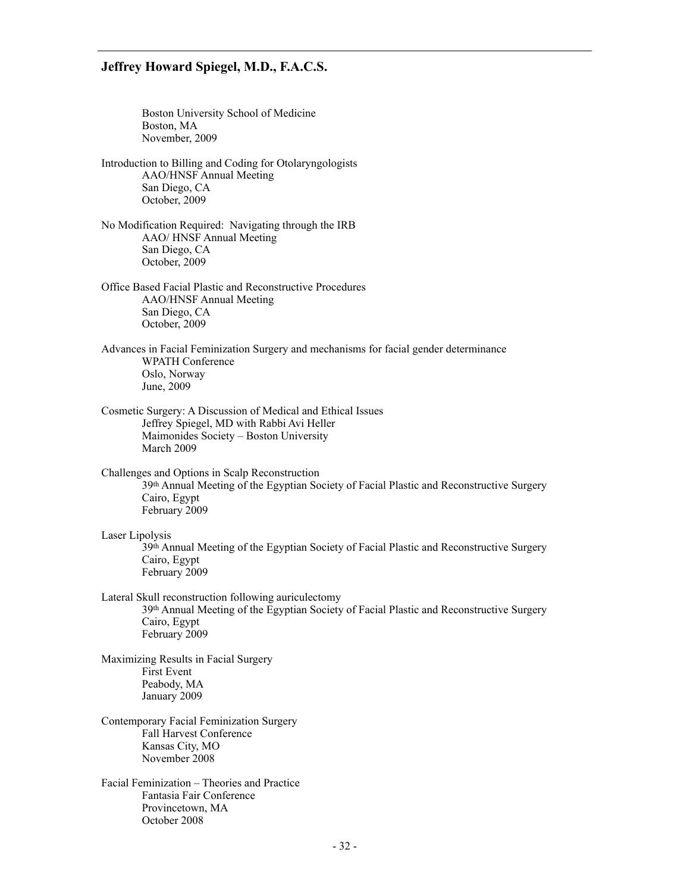Boston University School of Medicine
Boston, MA
November, 2009

Introduction to Billing and Coding for Otolaryngologists
AAO/HNSF Annual Meeting
San Diego, CA
October, 2009

No Modification Required: Navigating through the IRB
AAO/ HNSF Annual Meeting
San Diego, CA
October, 2009

Office Based Facial Plastic and Reconstructive Procedures
AAO/HNSF Annual Meeting
San Diego, CA
October, 2009

Advances in Facial Feminization Surgery and mechanisms for facial gender determinance
WPATH Conference
Oslo, Norway
June, 2009

Cosmetic Surgery: A Discussion of Medical and Ethical Issues
Jeffrey Spiegel, MD with Rabbi Avi Heller
Maimonides Society – Boston University
March 2009

Challenges and Options in Scalp Reconstruction
39th Annual Meeting of the Egyptian Society of Facial Plastic and Reconstructive Surgery
Cairo, Egypt
February 2009

Laser Lipolysis
39th Annual Meeting of the Egyptian Society of Facial Plastic and Reconstructive Surgery
Cairo, Egypt
February 2009

Lateral Skull reconstruction following auriculectomy
39th Annual Meeting of the Egyptian Society of Facial Plastic and Reconstructive Surgery
Cairo, Egypt
February 2009

Maximizing Results in Facial Surgery
First Event
Peabody, MA
January 2009

Contemporary Facial Feminization Surgery
Fall Harvest Conference
Kansas City, MO
November 2008

Facial Feminization – Theories and Practice
Fantasia Fair Conference
Provincetown, MA
October 2008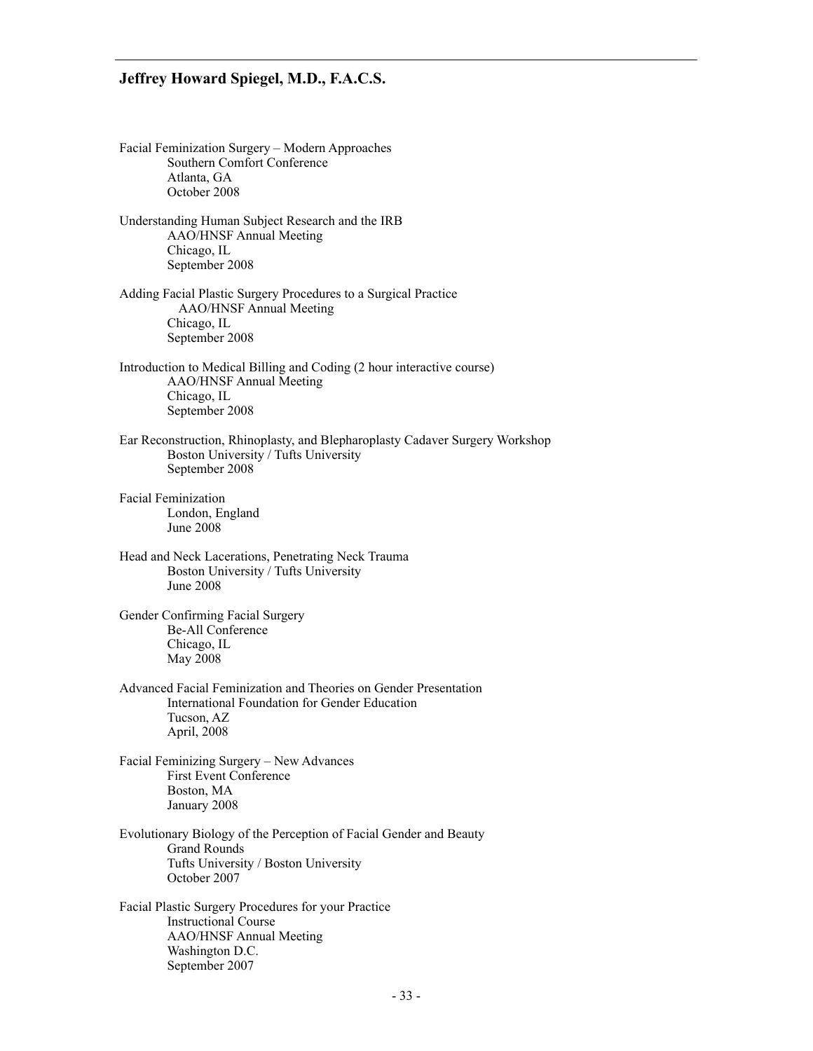Facial Feminization Surgery – Modern Approaches
Southern Comfort Conference
Atlanta, GA
October 2008

Understanding Human Subject Research and the IRB
AAO/HNSF Annual Meeting
Chicago, IL
September 2008

Adding Facial Plastic Surgery Procedures to a Surgical Practice
AAO/HNSF Annual Meeting
Chicago, IL
September 2008

Introduction to Medical Billing and Coding (2 hour interactive course)
AAO/HNSF Annual Meeting
Chicago, IL
September 2008

Ear Reconstruction, Rhinoplasty, and Blepharoplasty Cadaver Surgery Workshop
Boston University / Tufts University
September 2008

Facial Feminization
London, England
June 2008

Head and Neck Lacerations, Penetrating Neck Trauma
Boston University / Tufts University
June 2008

Gender Confirming Facial Surgery
Be-All Conference
Chicago, IL
May 2008

Advanced Facial Feminization and Theories on Gender Presentation
International Foundation for Gender Education
Tucson, AZ
April, 2008

Facial Feminizing Surgery – New Advances
First Event Conference
Boston, MA
January 2008

Evolutionary Biology of the Perception of Facial Gender and Beauty
Grand Rounds
Tufts University / Boston University
October 2007

Facial Plastic Surgery Procedures for your Practice
Instructional Course
AAO/HNSF Annual Meeting
Washington D.C.
September 2007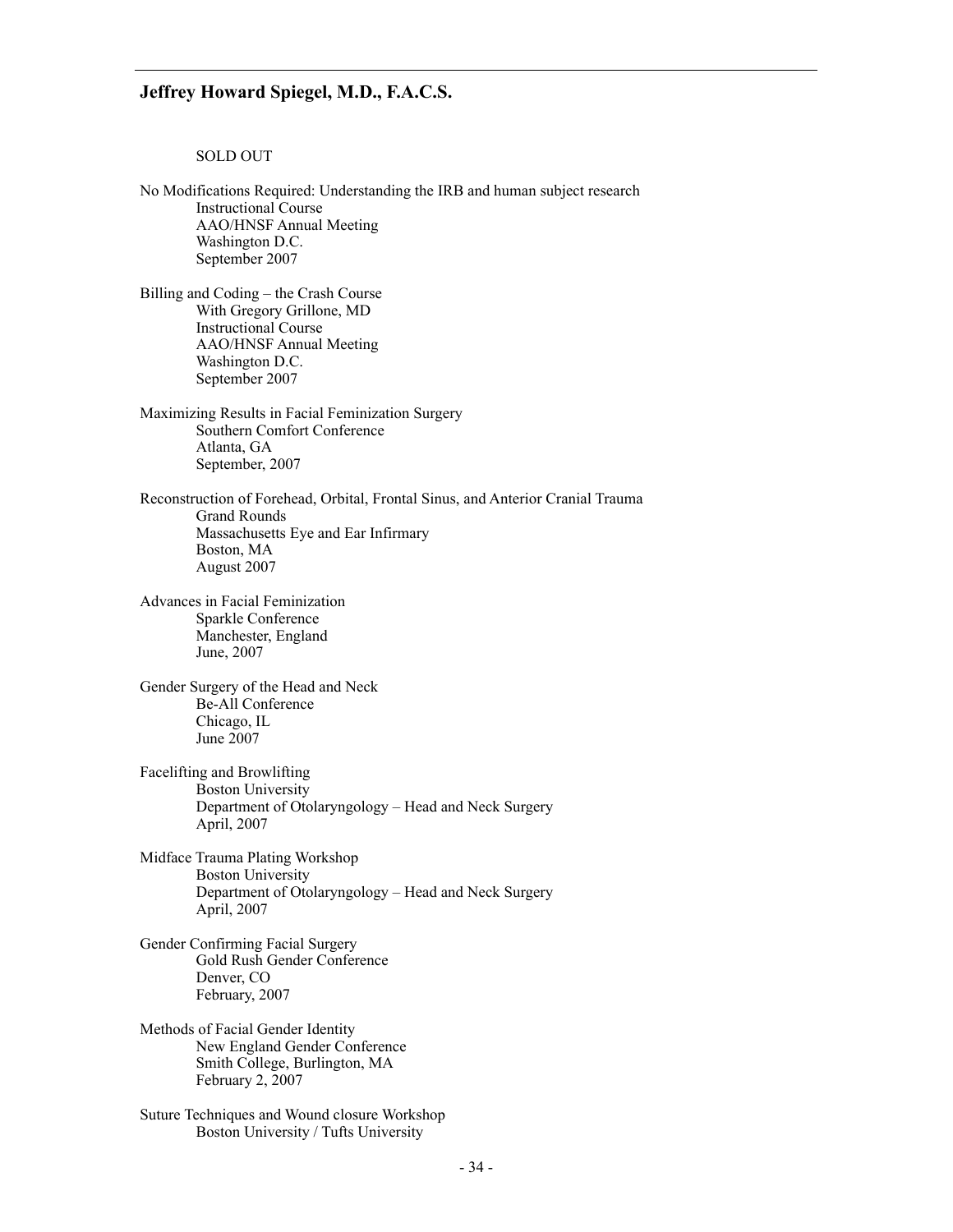SOLD OUT

No Modifications Required: Understanding the IRB and human subject research
Instructional Course
AAO/HNSF Annual Meeting
Washington D.C.
September 2007

Billing and Coding – the Crash Course
With Gregory Grillone, MD
Instructional Course
AAO/HNSF Annual Meeting
Washington D.C.
September 2007

Maximizing Results in Facial Feminization Surgery
Southern Comfort Conference
Atlanta, GA
September, 2007

Reconstruction of Forehead, Orbital, Frontal Sinus, and Anterior Cranial Trauma
Grand Rounds
Massachusetts Eye and Ear Infirmary
Boston, MA
August 2007

Advances in Facial Feminization
Sparkle Conference
Manchester, England
June, 2007

Gender Surgery of the Head and Neck
Be-All Conference
Chicago, IL
June 2007

Facelifting and Browlifting
Boston University
Department of Otolaryngology – Head and Neck Surgery
April, 2007

Midface Trauma Plating Workshop
Boston University
Department of Otolaryngology – Head and Neck Surgery
April, 2007

Gender Confirming Facial Surgery
Gold Rush Gender Conference
Denver, CO
February, 2007

Methods of Facial Gender Identity
New England Gender Conference
Smith College, Burlington, MA
February 2, 2007

Suture Techniques and Wound closure Workshop
Boston University / Tufts University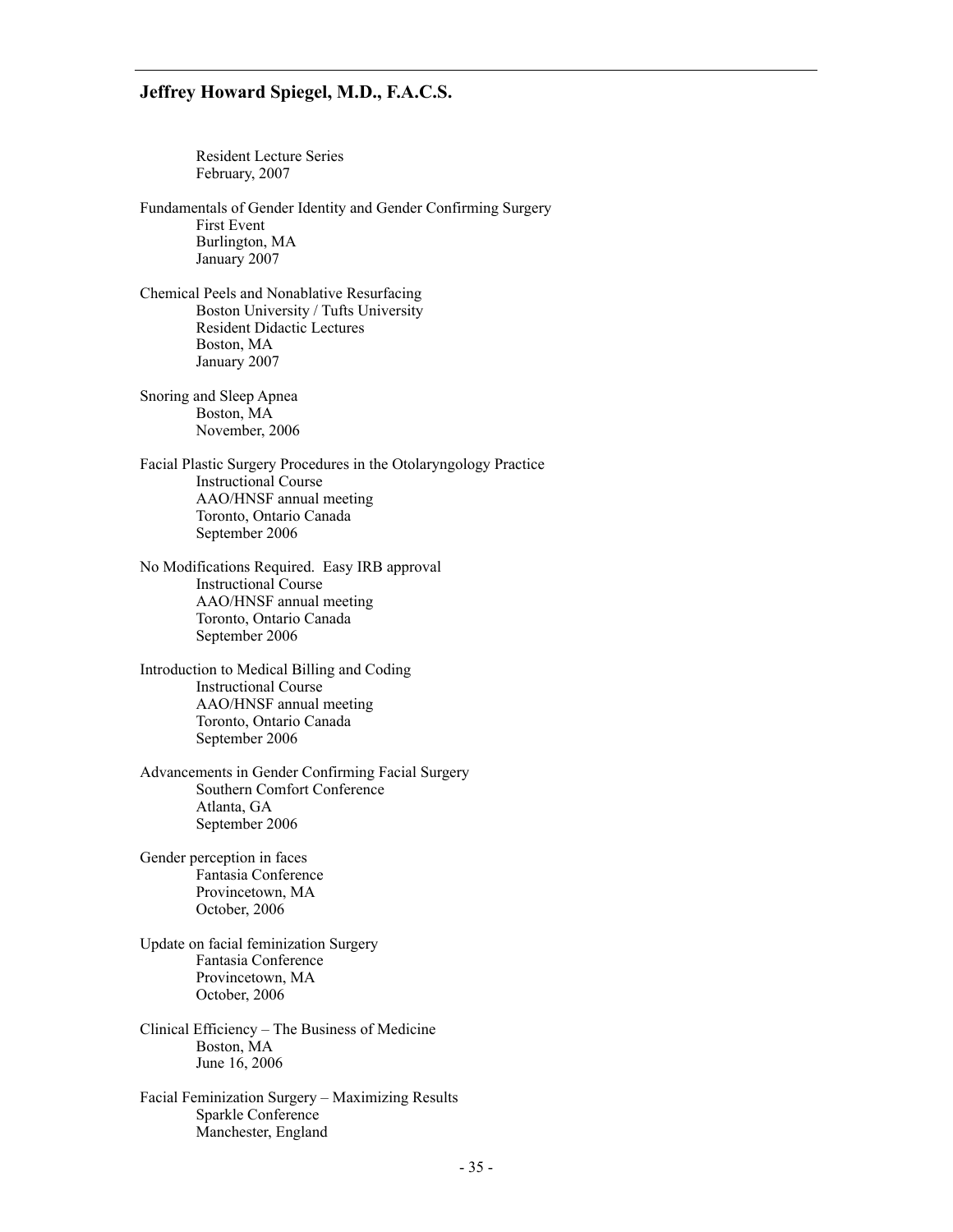Resident Lecture Series
February, 2007

Fundamentals of Gender Identity and Gender Confirming Surgery
First Event
Burlington, MA
January 2007

Chemical Peels and Nonablative Resurfacing
Boston University / Tufts University
Resident Didactic Lectures
Boston, MA
January 2007

Snoring and Sleep Apnea
Boston, MA
November, 2006

Facial Plastic Surgery Procedures in the Otolaryngology Practice
Instructional Course
AAO/HNSF annual meeting
Toronto, Ontario Canada
September 2006

No Modifications Required. Easy IRB approval
Instructional Course
AAO/HNSF annual meeting
Toronto, Ontario Canada
September 2006

Introduction to Medical Billing and Coding
Instructional Course
AAO/HNSF annual meeting
Toronto, Ontario Canada
September 2006

Advancements in Gender Confirming Facial Surgery
Southern Comfort Conference
Atlanta, GA
September 2006

Gender perception in faces
Fantasia Conference
Provincetown, MA
October, 2006

Update on facial feminization Surgery
Fantasia Conference
Provincetown, MA
October, 2006

Clinical Efficiency – The Business of Medicine
Boston, MA
June 16, 2006

Facial Feminization Surgery – Maximizing Results
Sparkle Conference
Manchester, England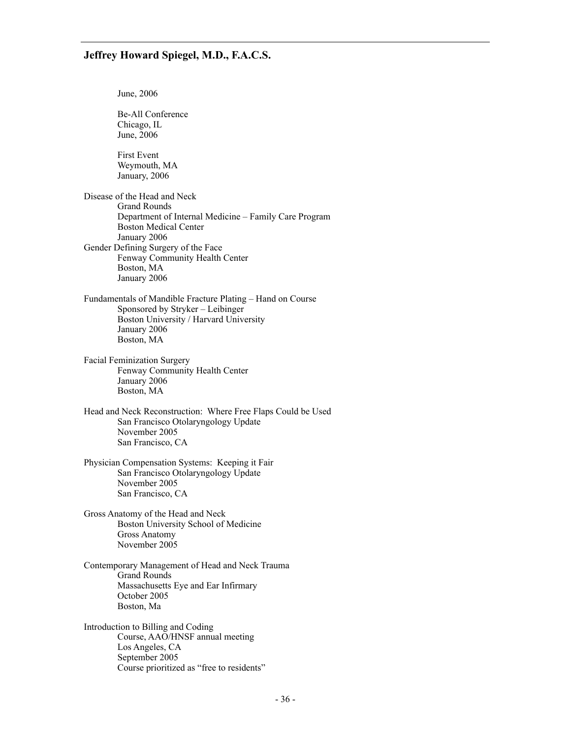June, 2006

Be-All Conference
Chicago, IL
June, 2006

First Event
Weymouth, MA
January, 2006

Disease of the Head and Neck
Grand Rounds
Department of Internal Medicine – Family Care Program
Boston Medical Center
January 2006

Gender Defining Surgery of the Face
Fenway Community Health Center
Boston, MA
January 2006

Fundamentals of Mandible Fracture Plating – Hand on Course
Sponsored by Stryker – Leibinger
Boston University / Harvard University
January 2006
Boston, MA

Facial Feminization Surgery
Fenway Community Health Center
January 2006
Boston, MA

Head and Neck Reconstruction: Where Free Flaps Could be Used
San Francisco Otolaryngology Update
November 2005
San Francisco, CA

Physician Compensation Systems: Keeping it Fair
San Francisco Otolaryngology Update
November 2005
San Francisco, CA

Gross Anatomy of the Head and Neck
Boston University School of Medicine
Gross Anatomy
November 2005

Contemporary Management of Head and Neck Trauma
Grand Rounds
Massachusetts Eye and Ear Infirmary
October 2005
Boston, Ma

Introduction to Billing and Coding
Course, AAO/HNSF annual meeting
Los Angeles, CA
September 2005
Course prioritized as "free to residents"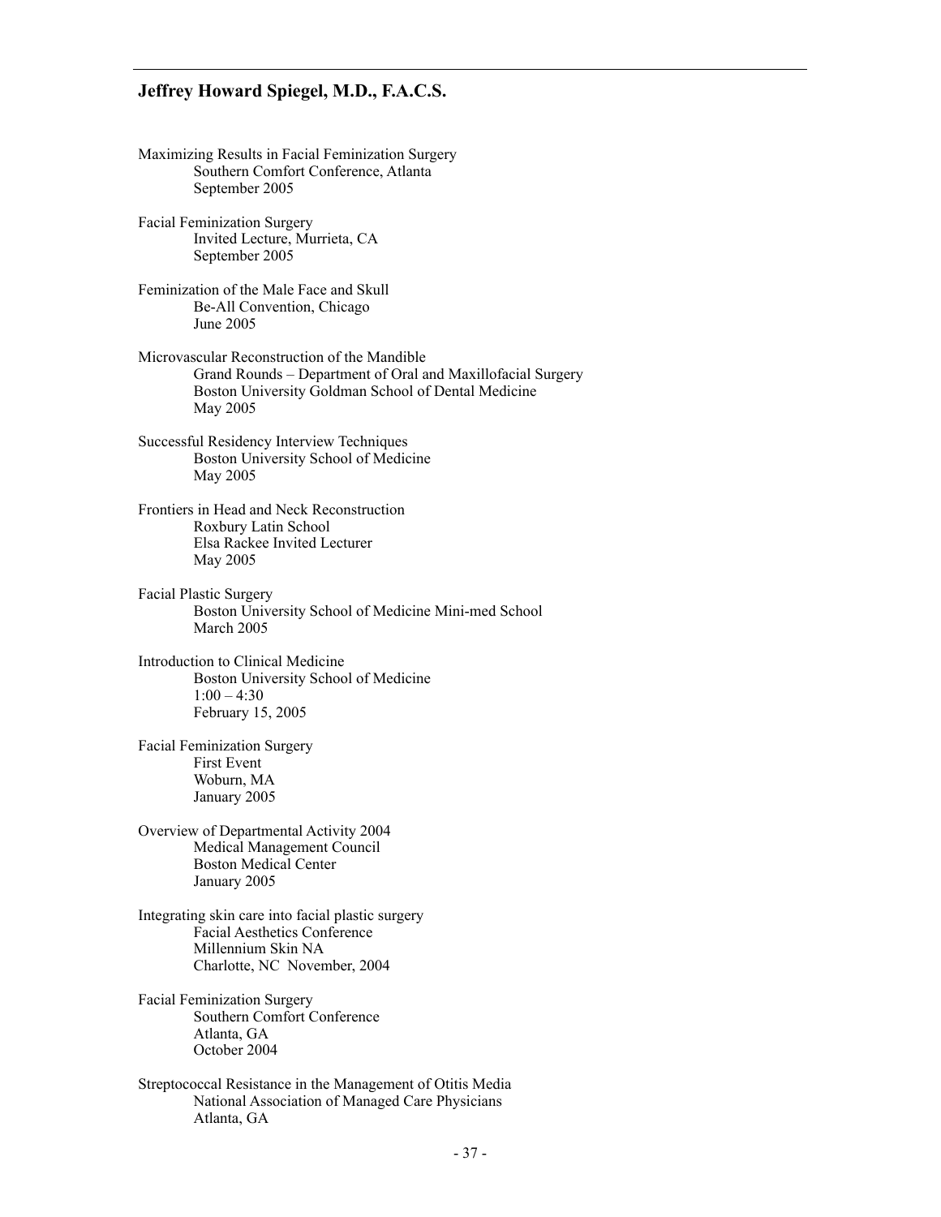Maximizing Results in Facial Feminization Surgery
    Southern Comfort Conference, Atlanta
    September 2005

Facial Feminization Surgery
    Invited Lecture, Murrieta, CA
    September 2005

Feminization of the Male Face and Skull
    Be-All Convention, Chicago
    June 2005

Microvascular Reconstruction of the Mandible
    Grand Rounds – Department of Oral and Maxillofacial Surgery
    Boston University Goldman School of Dental Medicine
    May 2005

Successful Residency Interview Techniques
    Boston University School of Medicine
    May 2005

Frontiers in Head and Neck Reconstruction
    Roxbury Latin School
    Elsa Rackee Invited Lecturer
    May 2005

Facial Plastic Surgery
    Boston University School of Medicine Mini-med School
    March 2005

Introduction to Clinical Medicine
    Boston University School of Medicine
    1:00 – 4:30
    February 15, 2005

Facial Feminization Surgery
    First Event
    Woburn, MA
    January 2005

Overview of Departmental Activity 2004
    Medical Management Council
    Boston Medical Center
    January 2005

Integrating skin care into facial plastic surgery
    Facial Aesthetics Conference
    Millennium Skin NA
    Charlotte, NC November, 2004

Facial Feminization Surgery
    Southern Comfort Conference
    Atlanta, GA
    October 2004

Streptococcal Resistance in the Management of Otitis Media
    National Association of Managed Care Physicians
    Atlanta, GA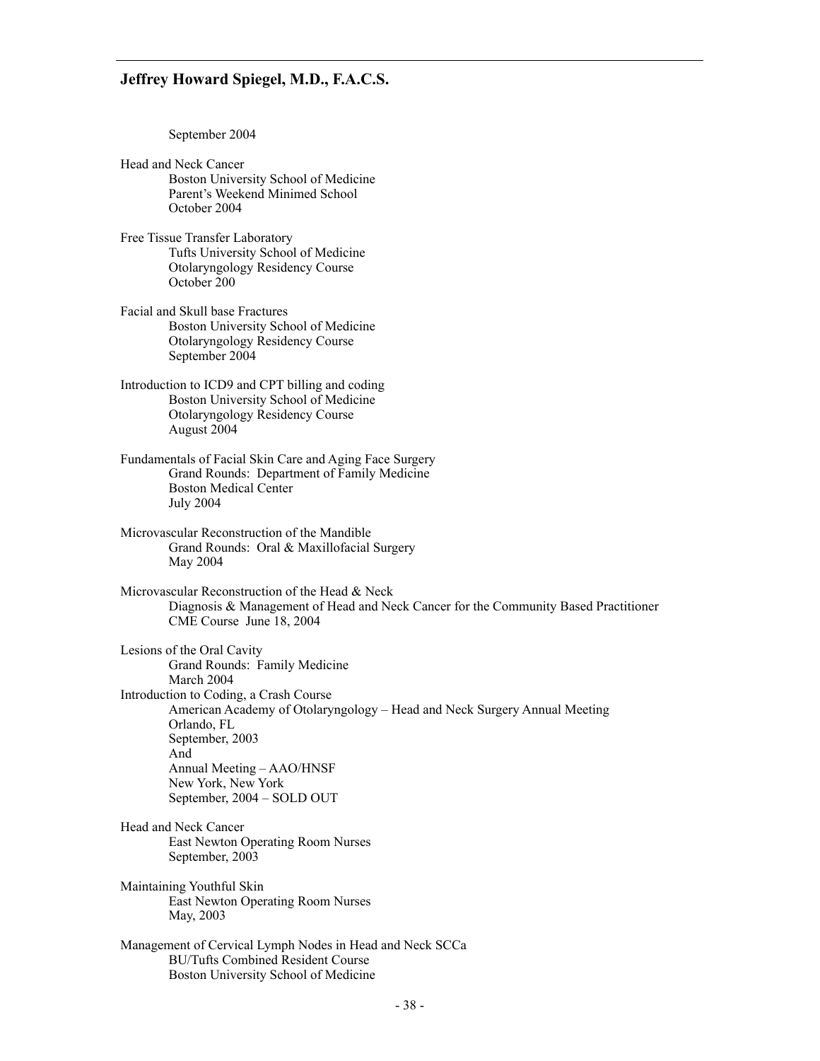September 2004

Head and Neck Cancer
Boston University School of Medicine
Parent's Weekend Minimed School
October 2004

Free Tissue Transfer Laboratory
Tufts University School of Medicine
Otolaryngology Residency Course
October 200

Facial and Skull base Fractures
Boston University School of Medicine
Otolaryngology Residency Course
September 2004

Introduction to ICD9 and CPT billing and coding
Boston University School of Medicine
Otolaryngology Residency Course
August 2004

Fundamentals of Facial Skin Care and Aging Face Surgery
Grand Rounds: Department of Family Medicine
Boston Medical Center
July 2004

Microvascular Reconstruction of the Mandible
Grand Rounds: Oral & Maxillofacial Surgery
May 2004

Microvascular Reconstruction of the Head & Neck
Diagnosis & Management of Head and Neck Cancer for the Community Based Practitioner
CME Course June 18, 2004

Lesions of the Oral Cavity
Grand Rounds: Family Medicine
March 2004

Introduction to Coding, a Crash Course
American Academy of Otolaryngology – Head and Neck Surgery Annual Meeting
Orlando, FL
September, 2003
And
Annual Meeting – AAO/HNSF
New York, New York
September, 2004 – SOLD OUT

Head and Neck Cancer
East Newton Operating Room Nurses
September, 2003

Maintaining Youthful Skin
East Newton Operating Room Nurses
May, 2003

Management of Cervical Lymph Nodes in Head and Neck SCCa
BU/Tufts Combined Resident Course
Boston University School of Medicine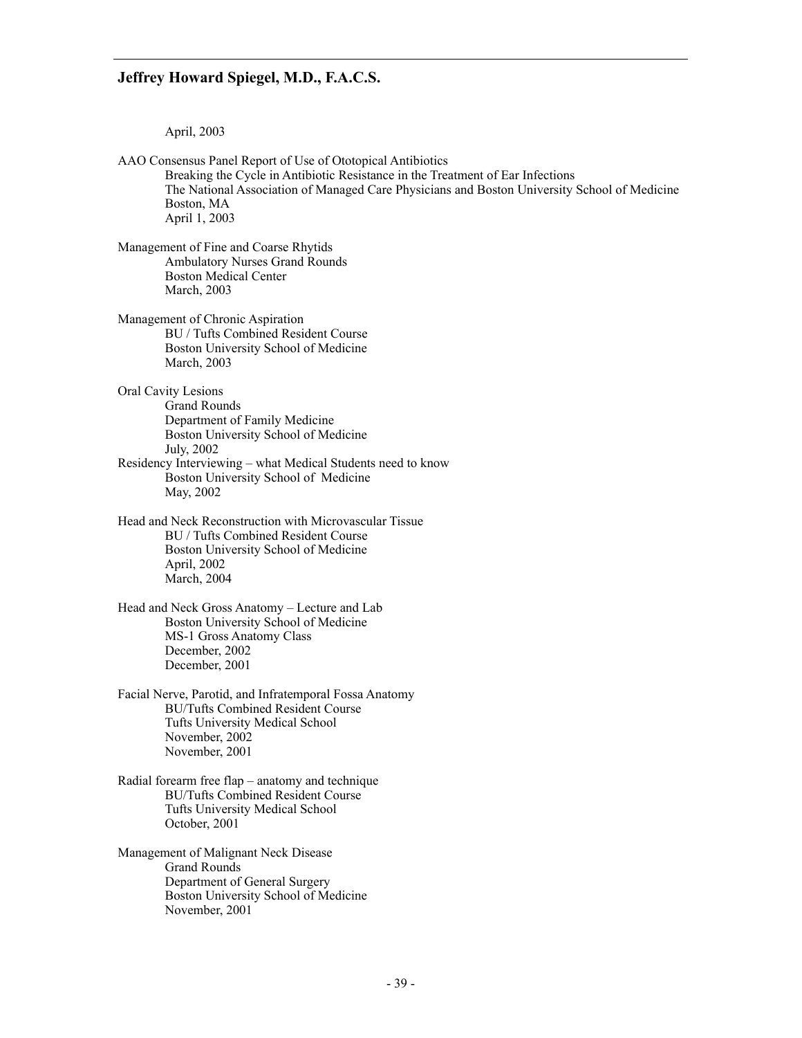April, 2003

AAO Consensus Panel Report of Use of Ototopical Antibiotics
    Breaking the Cycle in Antibiotic Resistance in the Treatment of Ear Infections
    The National Association of Managed Care Physicians and Boston University School of Medicine
    Boston, MA
    April 1, 2003

Management of Fine and Coarse Rhytids
    Ambulatory Nurses Grand Rounds
    Boston Medical Center
    March, 2003

Management of Chronic Aspiration
    BU / Tufts Combined Resident Course
    Boston University School of Medicine
    March, 2003

Oral Cavity Lesions
    Grand Rounds
    Department of Family Medicine
    Boston University School of Medicine
    July, 2002

Residency Interviewing – what Medical Students need to know
    Boston University School of Medicine
    May, 2002

Head and Neck Reconstruction with Microvascular Tissue
    BU / Tufts Combined Resident Course
    Boston University School of Medicine
    April, 2002
    March, 2004

Head and Neck Gross Anatomy – Lecture and Lab
    Boston University School of Medicine
    MS-1 Gross Anatomy Class
    December, 2002
    December, 2001

Facial Nerve, Parotid, and Infratemporal Fossa Anatomy
    BU/Tufts Combined Resident Course
    Tufts University Medical School
    November, 2002
    November, 2001

Radial forearm free flap – anatomy and technique
    BU/Tufts Combined Resident Course
    Tufts University Medical School
    October, 2001

Management of Malignant Neck Disease
    Grand Rounds
    Department of General Surgery
    Boston University School of Medicine
    November, 2001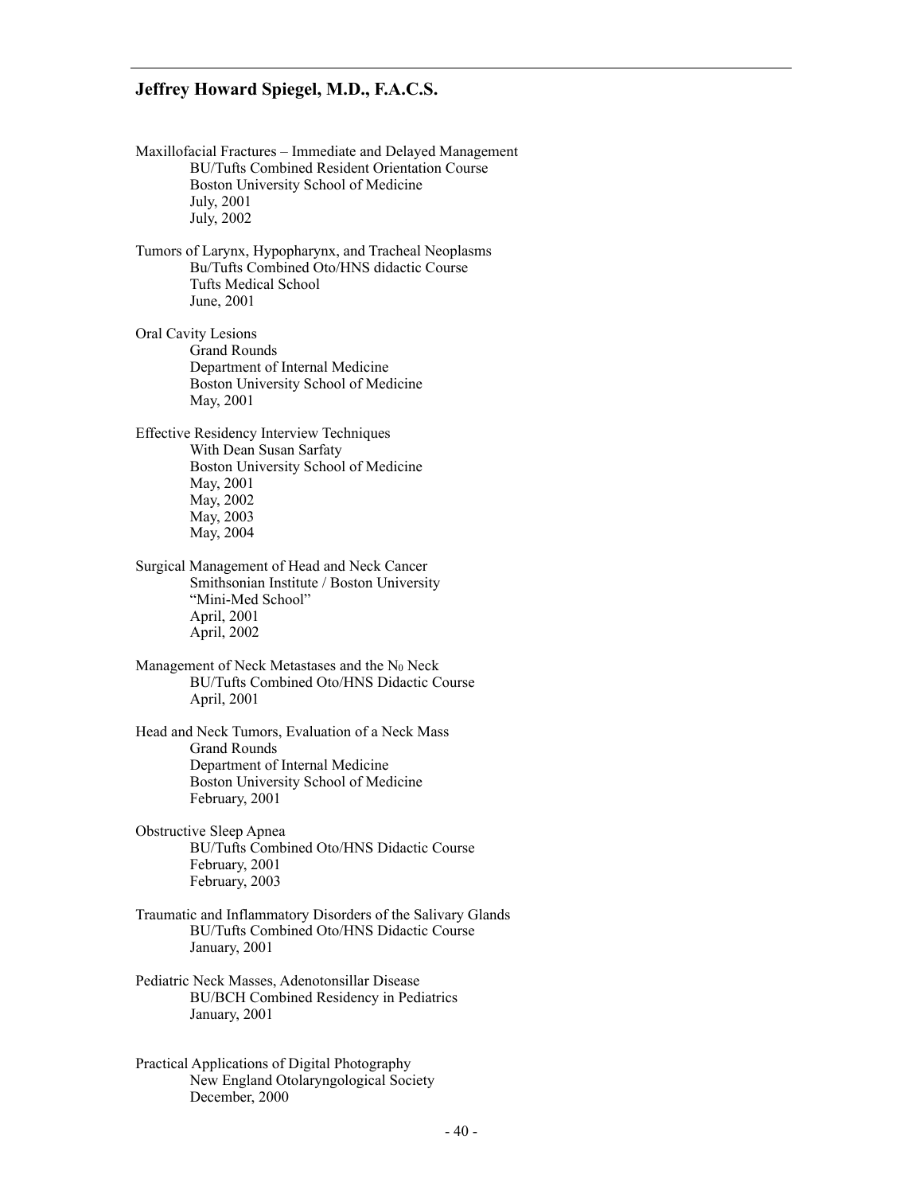Maxillofacial Fractures – Immediate and Delayed Management
BU/Tufts Combined Resident Orientation Course
Boston University School of Medicine
July, 2001
July, 2002

Tumors of Larynx, Hypopharynx, and Tracheal Neoplasms
Bu/Tufts Combined Oto/HNS didactic Course
Tufts Medical School
June, 2001

Oral Cavity Lesions
Grand Rounds
Department of Internal Medicine
Boston University School of Medicine
May, 2001

Effective Residency Interview Techniques
With Dean Susan Sarfaty
Boston University School of Medicine
May, 2001
May, 2002
May, 2003
May, 2004

Surgical Management of Head and Neck Cancer
Smithsonian Institute / Boston University
"Mini-Med School"
April, 2001
April, 2002

Management of Neck Metastases and the $N_0$ Neck
BU/Tufts Combined Oto/HNS Didactic Course
April, 2001

Head and Neck Tumors, Evaluation of a Neck Mass
Grand Rounds
Department of Internal Medicine
Boston University School of Medicine
February, 2001

Obstructive Sleep Apnea
BU/Tufts Combined Oto/HNS Didactic Course
February, 2001
February, 2003

Traumatic and Inflammatory Disorders of the Salivary Glands
BU/Tufts Combined Oto/HNS Didactic Course
January, 2001

Pediatric Neck Masses, Adenotonsillar Disease
BU/BCH Combined Residency in Pediatrics
January, 2001

Practical Applications of Digital Photography
New England Otolaryngological Society
December, 2000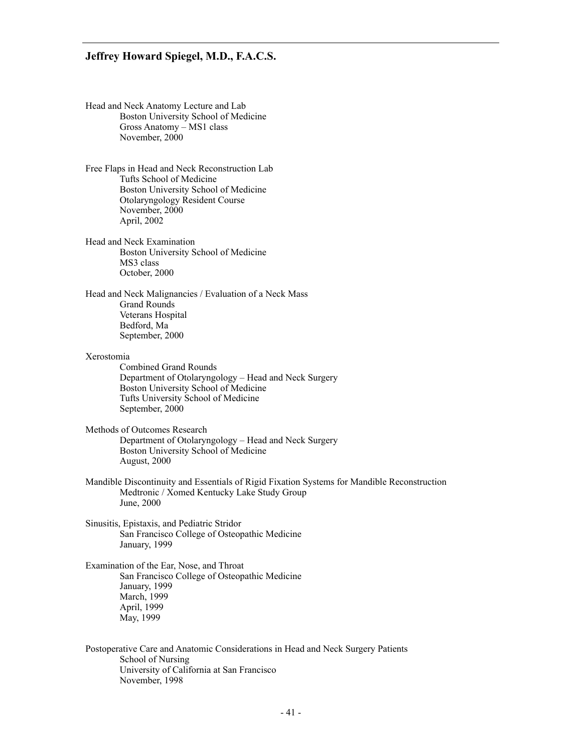Head and Neck Anatomy Lecture and Lab
Boston University School of Medicine
Gross Anatomy – MS1 class
November, 2000

Free Flaps in Head and Neck Reconstruction Lab
Tufts School of Medicine
Boston University School of Medicine
Otolaryngology Resident Course
November, 2000
April, 2002

Head and Neck Examination
Boston University School of Medicine
MS3 class
October, 2000

Head and Neck Malignancies / Evaluation of a Neck Mass
Grand Rounds
Veterans Hospital
Bedford, Ma
September, 2000

Xerostomia
Combined Grand Rounds
Department of Otolaryngology – Head and Neck Surgery
Boston University School of Medicine
Tufts University School of Medicine
September, 2000

Methods of Outcomes Research
Department of Otolaryngology – Head and Neck Surgery
Boston University School of Medicine
August, 2000

Mandible Discontinuity and Essentials of Rigid Fixation Systems for Mandible Reconstruction
Medtronic / Xomed Kentucky Lake Study Group
June, 2000

Sinusitis, Epistaxis, and Pediatric Stridor
San Francisco College of Osteopathic Medicine
January, 1999

Examination of the Ear, Nose, and Throat
San Francisco College of Osteopathic Medicine
January, 1999
March, 1999
April, 1999
May, 1999

Postoperative Care and Anatomic Considerations in Head and Neck Surgery Patients
School of Nursing
University of California at San Francisco
November, 1998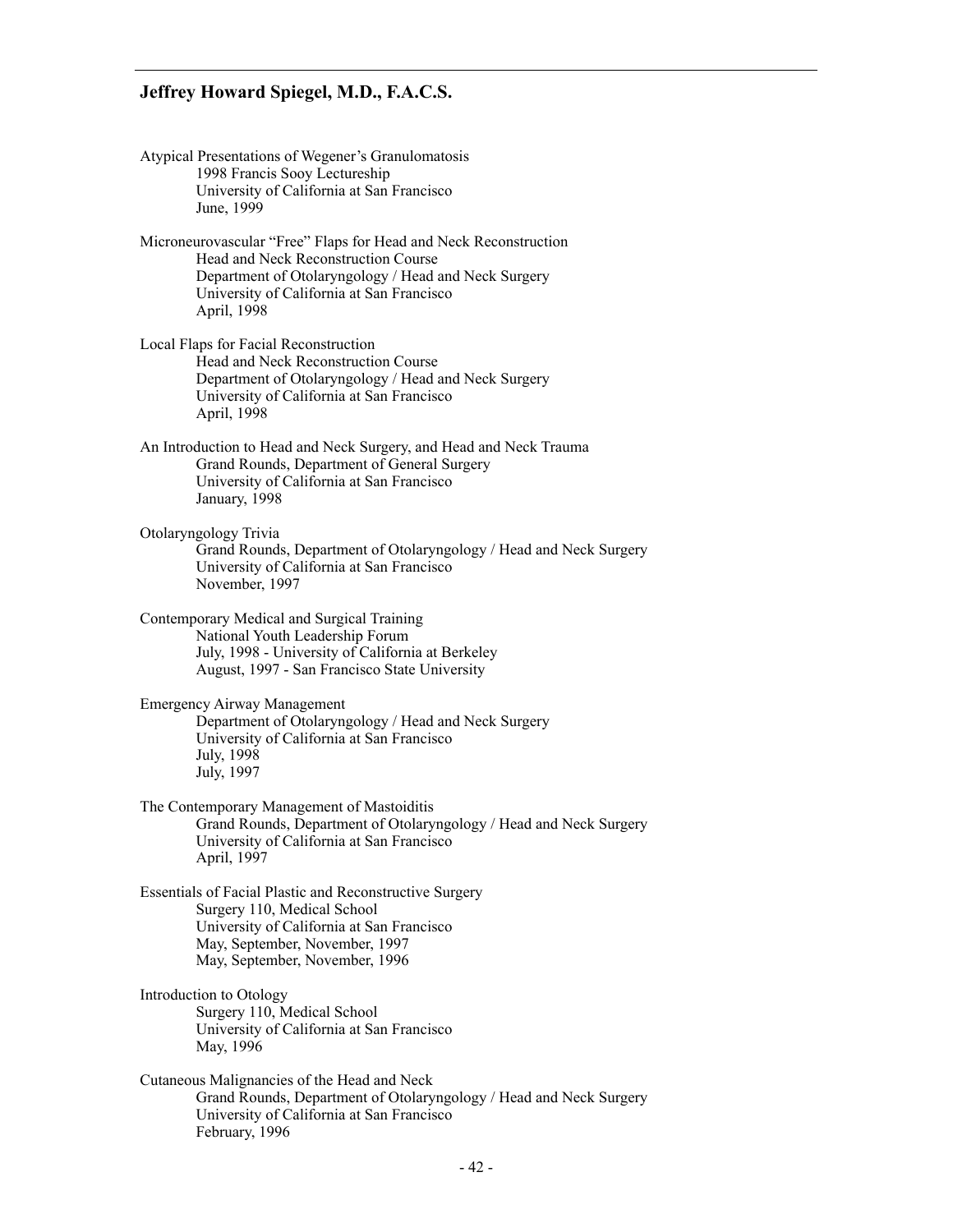Atypical Presentations of Wegener's Granulomatosis
- 1998 Francis Sooy Lectureship
- University of California at San Francisco
- June, 1999

Microneurovascular "Free" Flaps for Head and Neck Reconstruction
- Head and Neck Reconstruction Course
- Department of Otolaryngology / Head and Neck Surgery
- University of California at San Francisco
- April, 1998

Local Flaps for Facial Reconstruction
- Head and Neck Reconstruction Course
- Department of Otolaryngology / Head and Neck Surgery
- University of California at San Francisco
- April, 1998

An Introduction to Head and Neck Surgery, and Head and Neck Trauma
- Grand Rounds, Department of General Surgery
- University of California at San Francisco
- January, 1998

Otolaryngology Trivia
- Grand Rounds, Department of Otolaryngology / Head and Neck Surgery
- University of California at San Francisco
- November, 1997

Contemporary Medical and Surgical Training
- National Youth Leadership Forum
- July, 1998 - University of California at Berkeley
- August, 1997 - San Francisco State University

Emergency Airway Management
- Department of Otolaryngology / Head and Neck Surgery
- University of California at San Francisco
- July, 1998
- July, 1997

The Contemporary Management of Mastoiditis
- Grand Rounds, Department of Otolaryngology / Head and Neck Surgery
- University of California at San Francisco
- April, 1997

Essentials of Facial Plastic and Reconstructive Surgery
- Surgery 110, Medical School
- University of California at San Francisco
- May, September, November, 1997
- May, September, November, 1996

Introduction to Otology
- Surgery 110, Medical School
- University of California at San Francisco
- May, 1996

Cutaneous Malignancies of the Head and Neck
- Grand Rounds, Department of Otolaryngology / Head and Neck Surgery
- University of California at San Francisco
- February, 1996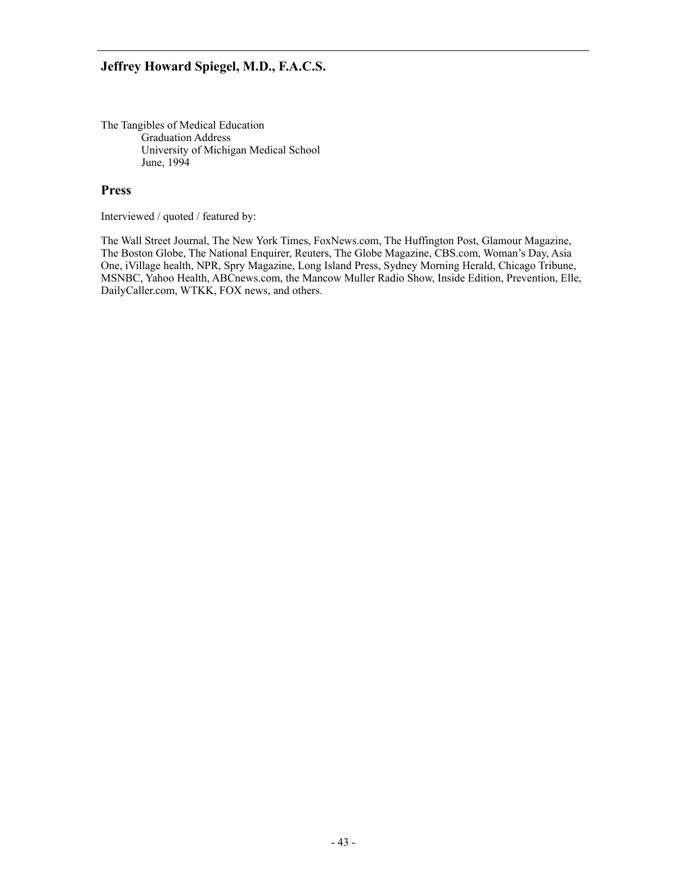The Tangibles of Medical Education
Graduation Address
University of Michigan Medical School
June, 1994

## Press

Interviewed / quoted / featured by:

The Wall Street Journal, The New York Times, FoxNews.com, The Huffington Post, Glamour Magazine, The Boston Globe, The National Enquirer, Reuters, The Globe Magazine, CBS.com, Woman's Day, Asia One, iVillage health, NPR, Spry Magazine, Long Island Press, Sydney Morning Herald, Chicago Tribune, MSNBC, Yahoo Health, ABCnews.com, the Mancow Muller Radio Show, Inside Edition, Prevention, Elle, DailyCaller.com, WTKK, FOX news, and others.